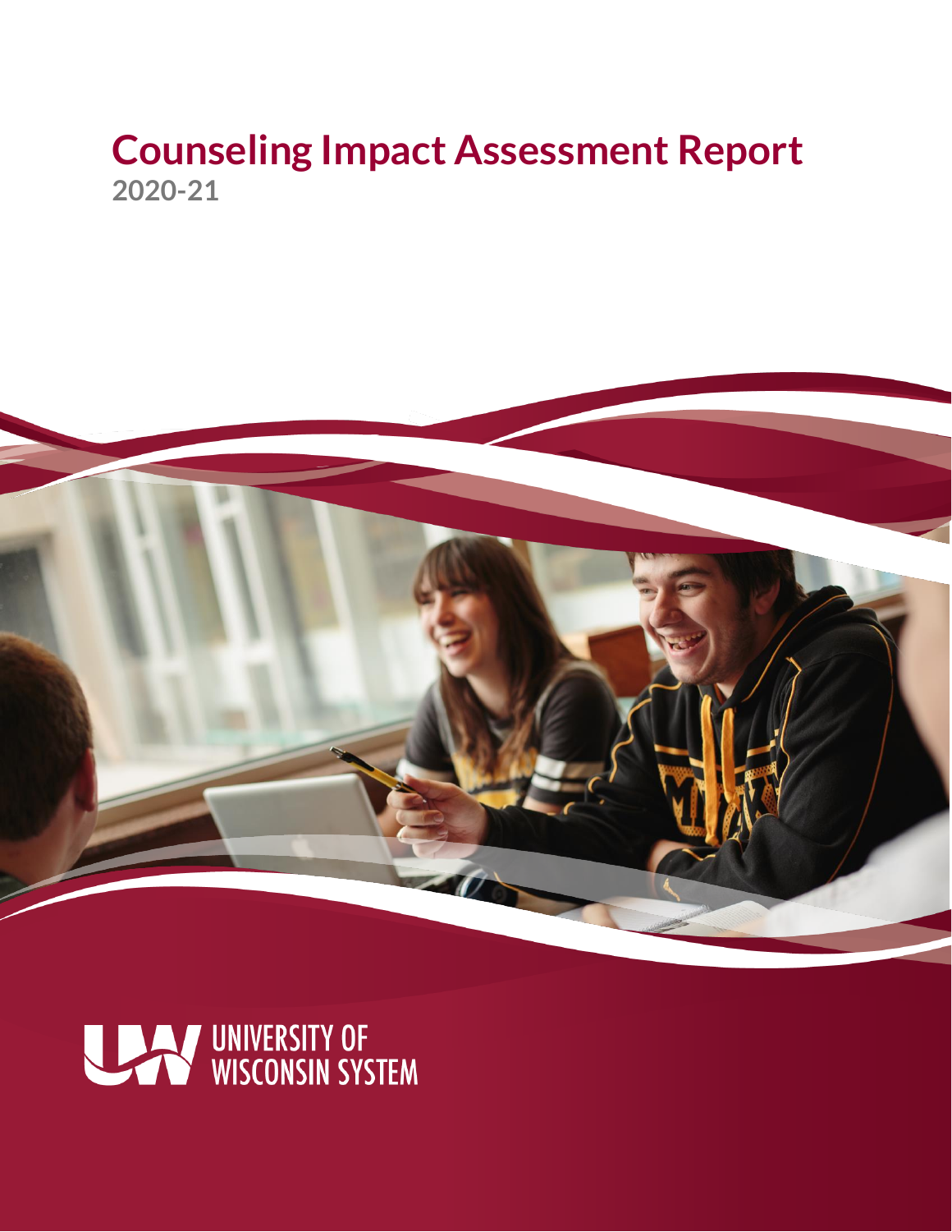# Counseling Impact Assessment Report

**2020-21**

UNIVERSITY OF WISCONSIN SYSTEM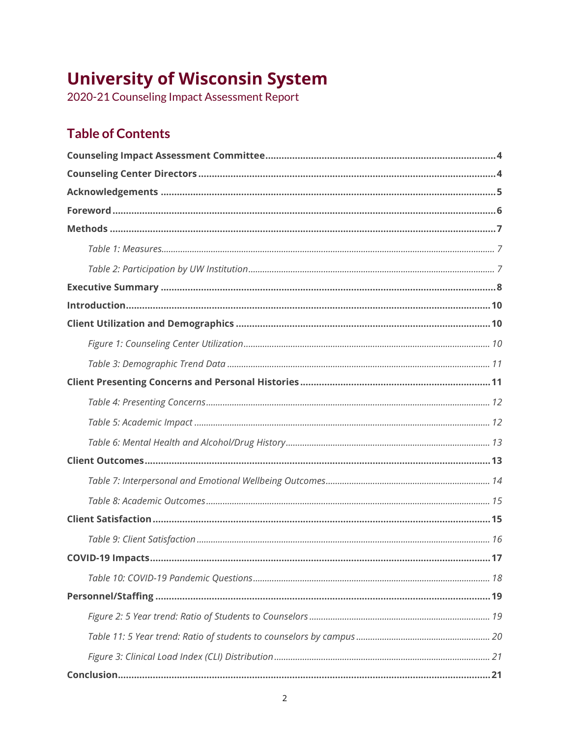# University of Wisconsin System

2020-21 Counseling Impact Assessment Report

## Table of Contents

**Counseling Impact Assessment Committee** .......... **4**

**Counseling Center Directors** .......... **4**

**Acknowledgements** .......... **5**

**Foreword** .......... **6**

**Methods** .......... **7**

*Table 1: Measures* .......... *7*

*Table 2: Participation by UW Institution* .......... *7*

**Executive Summary** .......... **8**

**Introduction** .......... **10**

**Client Utilization and Demographics** .......... **10**

*Figure 1: Counseling Center Utilization* .......... *10*

*Table 3: Demographic Trend Data* .......... *11*

**Client Presenting Concerns and Personal Histories** .......... **11**

*Table 4: Presenting Concerns* .......... *12*

*Table 5: Academic Impact* .......... *12*

*Table 6: Mental Health and Alcohol/Drug History* .......... *13*

**Client Outcomes** .......... **13**

*Table 7: Interpersonal and Emotional Wellbeing Outcomes* .......... *14*

*Table 8: Academic Outcomes* .......... *15*

**Client Satisfaction** .......... **15**

*Table 9: Client Satisfaction* .......... *16*

**COVID-19 Impacts** .......... **17**

*Table 10: COVID-19 Pandemic Questions* .......... *18*

**Personnel/Staffing** .......... **19**

*Figure 2: 5 Year trend: Ratio of Students to Counselors* .......... *19*

*Table 11: 5 Year trend: Ratio of students to counselors by campus* .......... *20*

*Figure 3: Clinical Load Index (CLI) Distribution* .......... *21*

**Conclusion** .......... **21**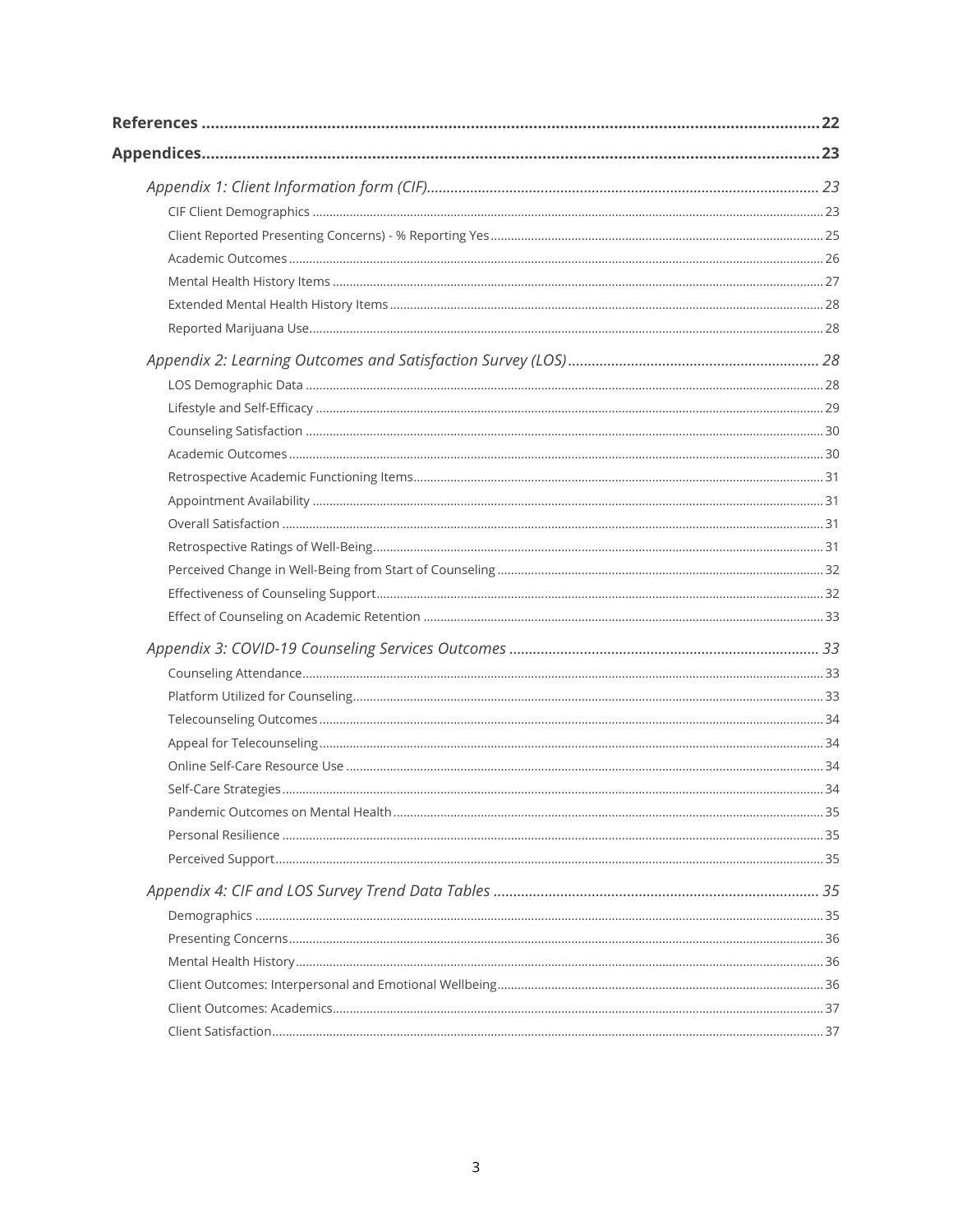**References** ........................................................................................................ **22**

**Appendices** ........................................................................................................ **23**

*Appendix 1: Client Information form (CIF)* ........................................................ *23*

CIF Client Demographics ........................................................................................ 23

Client Reported Presenting Concerns) - % Reporting Yes ....................................... 25

Academic Outcomes ............................................................................................... 26

Mental Health History Items .................................................................................... 27

Extended Mental Health History Items ................................................................... 28

Reported Marijuana Use .......................................................................................... 28

*Appendix 2: Learning Outcomes and Satisfaction Survey (LOS)* ...................... *28*

LOS Demographic Data .......................................................................................... 28

Lifestyle and Self-Efficacy ....................................................................................... 29

Counseling Satisfaction .......................................................................................... 30

Academic Outcomes ............................................................................................... 30

Retrospective Academic Functioning Items ............................................................ 31

Appointment Availability ......................................................................................... 31

Overall Satisfaction ................................................................................................. 31

Retrospective Ratings of Well-Being ....................................................................... 31

Perceived Change in Well-Being from Start of Counseling ...................................... 32

Effectiveness of Counseling Support ...................................................................... 32

Effect of Counseling on Academic Retention ......................................................... 33

*Appendix 3: COVID-19 Counseling Services Outcomes* ................................... *33*

Counseling Attendance ........................................................................................... 33

Platform Utilized for Counseling ............................................................................. 33

Telecounseling Outcomes ....................................................................................... 34

Appeal for Telecounseling ...................................................................................... 34

Online Self-Care Resource Use ............................................................................... 34

Self-Care Strategies ................................................................................................ 34

Pandemic Outcomes on Mental Health .................................................................. 35

Personal Resilience ................................................................................................ 35

Perceived Support ................................................................................................... 35

*Appendix 4: CIF and LOS Survey Trend Data Tables* ......................................... *35*

Demographics ......................................................................................................... 35

Presenting Concerns ............................................................................................... 36

Mental Health History .............................................................................................. 36

Client Outcomes: Interpersonal and Emotional Wellbeing ...................................... 36

Client Outcomes: Academics ................................................................................... 37

Client Satisfaction ................................................................................................... 37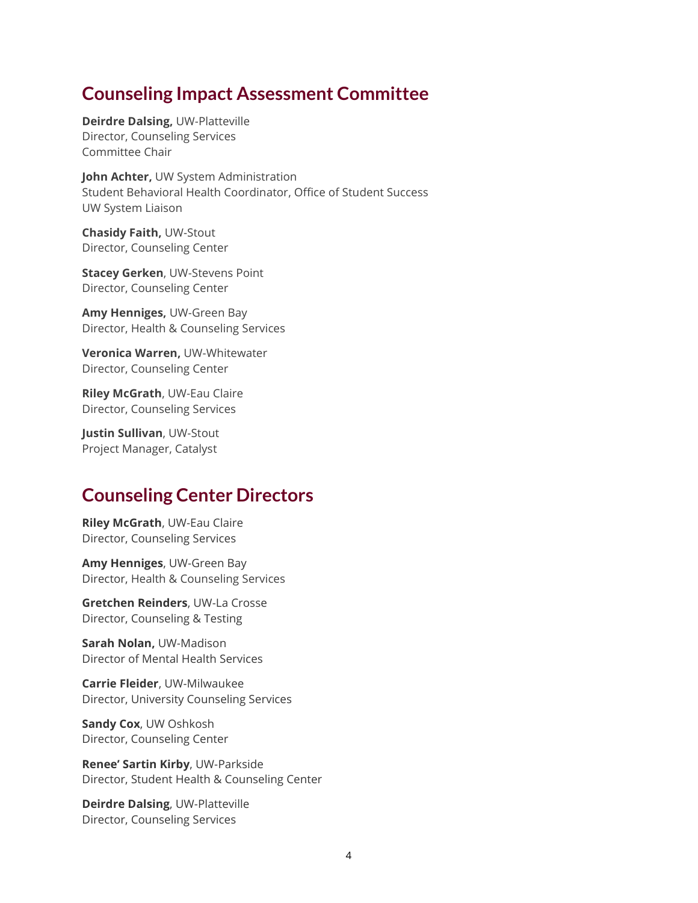## Counseling Impact Assessment Committee

**Deirdre Dalsing,** UW-Platteville
Director, Counseling Services
Committee Chair

**John Achter,** UW System Administration
Student Behavioral Health Coordinator, Office of Student Success
UW System Liaison

**Chasidy Faith,** UW-Stout
Director, Counseling Center

**Stacey Gerken**, UW-Stevens Point
Director, Counseling Center

**Amy Henniges,** UW-Green Bay
Director, Health & Counseling Services

**Veronica Warren,** UW-Whitewater
Director, Counseling Center

**Riley McGrath**, UW-Eau Claire
Director, Counseling Services

**Justin Sullivan**, UW-Stout
Project Manager, Catalyst

## Counseling Center Directors

**Riley McGrath**, UW-Eau Claire
Director, Counseling Services

**Amy Henniges**, UW-Green Bay
Director, Health & Counseling Services

**Gretchen Reinders**, UW-La Crosse
Director, Counseling & Testing

**Sarah Nolan,** UW-Madison
Director of Mental Health Services

**Carrie Fleider**, UW-Milwaukee
Director, University Counseling Services

**Sandy Cox**, UW Oshkosh
Director, Counseling Center

**Renee' Sartin Kirby**, UW-Parkside
Director, Student Health & Counseling Center

**Deirdre Dalsing**, UW-Platteville
Director, Counseling Services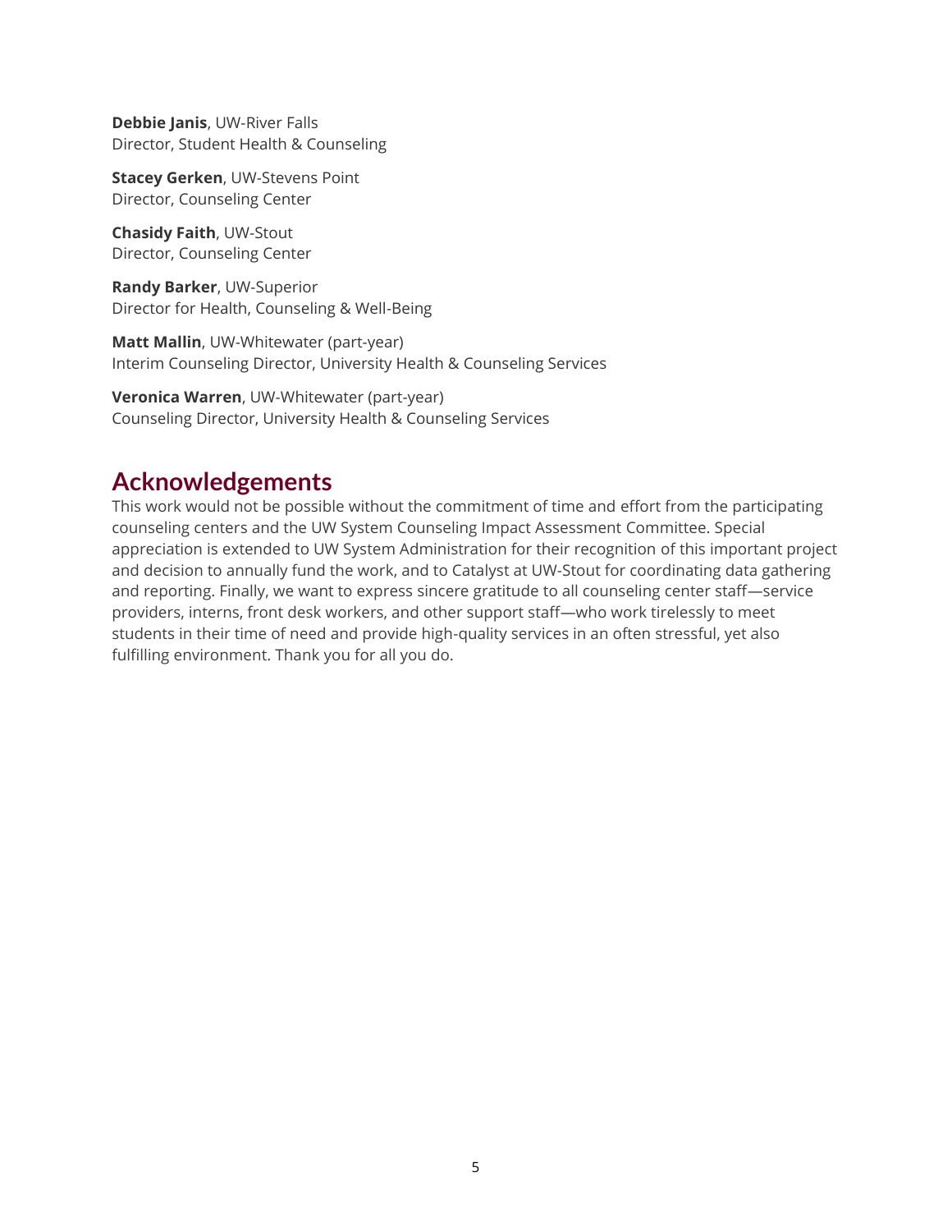**Debbie Janis**, UW-River Falls
Director, Student Health & Counseling

**Stacey Gerken**, UW-Stevens Point
Director, Counseling Center

**Chasidy Faith**, UW-Stout
Director, Counseling Center

**Randy Barker**, UW-Superior
Director for Health, Counseling & Well-Being

**Matt Mallin**, UW-Whitewater (part-year)
Interim Counseling Director, University Health & Counseling Services

**Veronica Warren**, UW-Whitewater (part-year)
Counseling Director, University Health & Counseling Services

## Acknowledgements

This work would not be possible without the commitment of time and effort from the participating counseling centers and the UW System Counseling Impact Assessment Committee. Special appreciation is extended to UW System Administration for their recognition of this important project and decision to annually fund the work, and to Catalyst at UW-Stout for coordinating data gathering and reporting. Finally, we want to express sincere gratitude to all counseling center staff—service providers, interns, front desk workers, and other support staff—who work tirelessly to meet students in their time of need and provide high-quality services in an often stressful, yet also fulfilling environment. Thank you for all you do.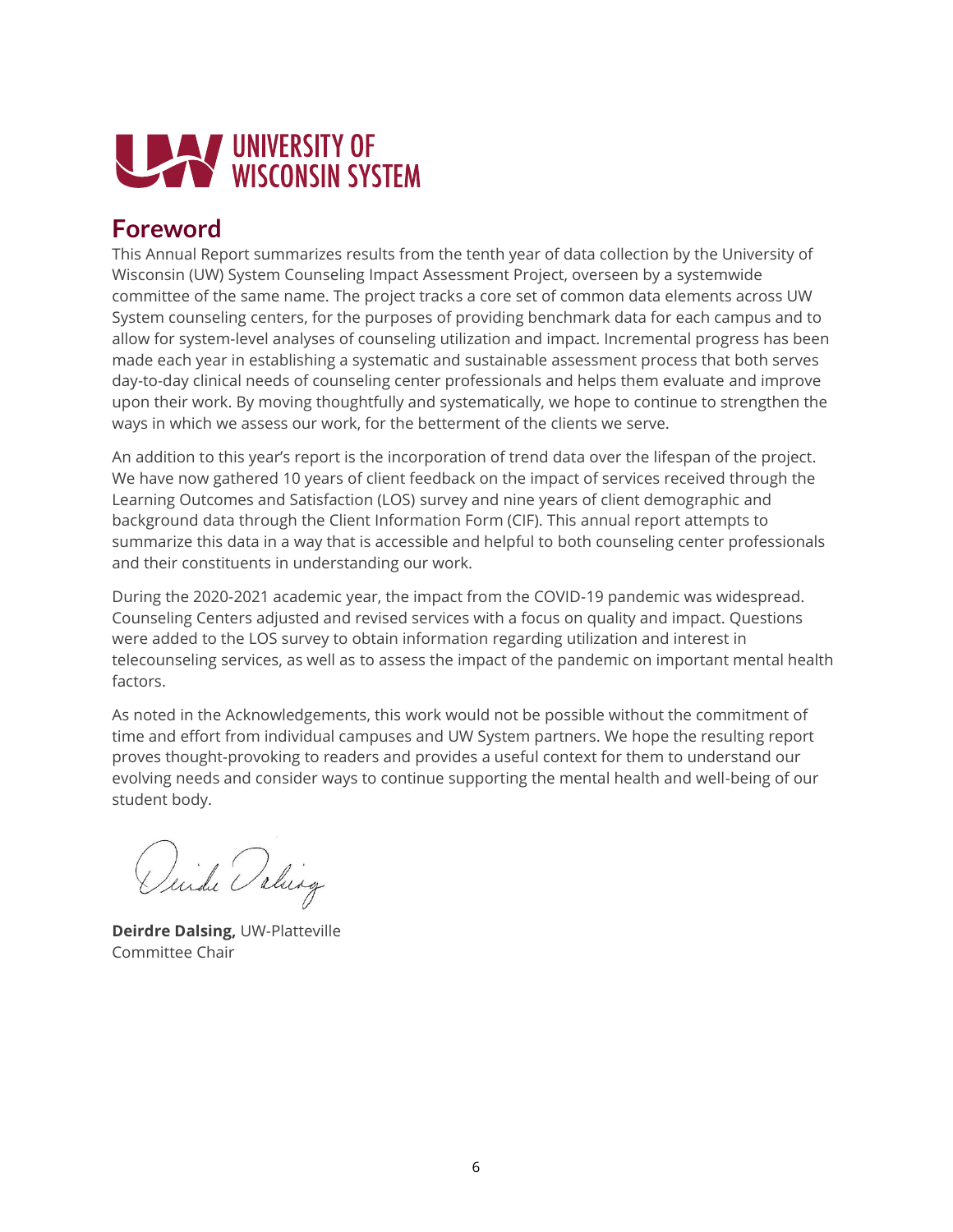UNIVERSITY OF WISCONSIN SYSTEM

## Foreword

This Annual Report summarizes results from the tenth year of data collection by the University of Wisconsin (UW) System Counseling Impact Assessment Project, overseen by a systemwide committee of the same name. The project tracks a core set of common data elements across UW System counseling centers, for the purposes of providing benchmark data for each campus and to allow for system-level analyses of counseling utilization and impact. Incremental progress has been made each year in establishing a systematic and sustainable assessment process that both serves day-to-day clinical needs of counseling center professionals and helps them evaluate and improve upon their work. By moving thoughtfully and systematically, we hope to continue to strengthen the ways in which we assess our work, for the betterment of the clients we serve.

An addition to this year's report is the incorporation of trend data over the lifespan of the project. We have now gathered 10 years of client feedback on the impact of services received through the Learning Outcomes and Satisfaction (LOS) survey and nine years of client demographic and background data through the Client Information Form (CIF). This annual report attempts to summarize this data in a way that is accessible and helpful to both counseling center professionals and their constituents in understanding our work.

During the 2020-2021 academic year, the impact from the COVID-19 pandemic was widespread. Counseling Centers adjusted and revised services with a focus on quality and impact. Questions were added to the LOS survey to obtain information regarding utilization and interest in telecounseling services, as well as to assess the impact of the pandemic on important mental health factors.

As noted in the Acknowledgements, this work would not be possible without the commitment of time and effort from individual campuses and UW System partners. We hope the resulting report proves thought-provoking to readers and provides a useful context for them to understand our evolving needs and consider ways to continue supporting the mental health and well-being of our student body.

**Deirdre Dalsing,** UW-Platteville
Committee Chair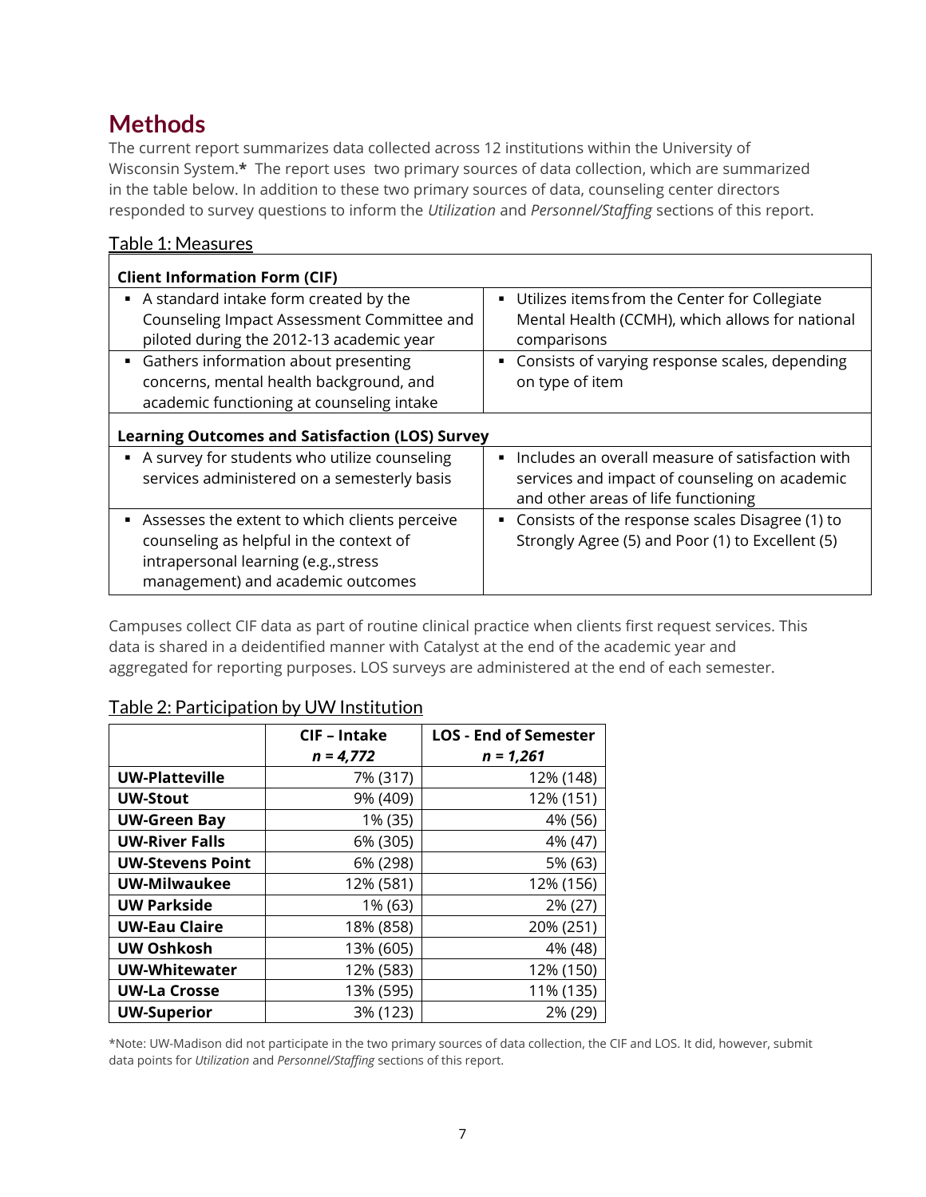# Methods

The current report summarizes data collected across 12 institutions within the University of Wisconsin System.* The report uses two primary sources of data collection, which are summarized in the table below. In addition to these two primary sources of data, counseling center directors responded to survey questions to inform the *Utilization* and *Personnel/Staffing* sections of this report.

## Table 1: Measures

| | |
|---|---|
| **Client Information Form (CIF)** | |
| ▪ A standard intake form created by the Counseling Impact Assessment Committee and piloted during the 2012-13 academic year | ▪ Utilizes items from the Center for Collegiate Mental Health (CCMH), which allows for national comparisons |
| ▪ Gathers information about presenting concerns, mental health background, and academic functioning at counseling intake | ▪ Consists of varying response scales, depending on type of item |
| **Learning Outcomes and Satisfaction (LOS) Survey** | |
| ▪ A survey for students who utilize counseling services administered on a semesterly basis | ▪ Includes an overall measure of satisfaction with services and impact of counseling on academic and other areas of life functioning |
| ▪ Assesses the extent to which clients perceive counseling as helpful in the context of intrapersonal learning (e.g., stress management) and academic outcomes | ▪ Consists of the response scales Disagree (1) to Strongly Agree (5) and Poor (1) to Excellent (5) |

Campuses collect CIF data as part of routine clinical practice when clients first request services. This data is shared in a deidentified manner with Catalyst at the end of the academic year and aggregated for reporting purposes. LOS surveys are administered at the end of each semester.

## Table 2: Participation by UW Institution

| | CIF – Intake *n = 4,772* | LOS - End of Semester *n = 1,261* |
|---|---|---|
| **UW-Platteville** | 7% (317) | 12% (148) |
| **UW-Stout** | 9% (409) | 12% (151) |
| **UW-Green Bay** | 1% (35) | 4% (56) |
| **UW-River Falls** | 6% (305) | 4% (47) |
| **UW-Stevens Point** | 6% (298) | 5% (63) |
| **UW-Milwaukee** | 12% (581) | 12% (156) |
| **UW Parkside** | 1% (63) | 2% (27) |
| **UW-Eau Claire** | 18% (858) | 20% (251) |
| **UW Oshkosh** | 13% (605) | 4% (48) |
| **UW-Whitewater** | 12% (583) | 12% (150) |
| **UW-La Crosse** | 13% (595) | 11% (135) |
| **UW-Superior** | 3% (123) | 2% (29) |

*Note: UW-Madison did not participate in the two primary sources of data collection, the CIF and LOS. It did, however, submit data points for *Utilization* and *Personnel/Staffing* sections of this report.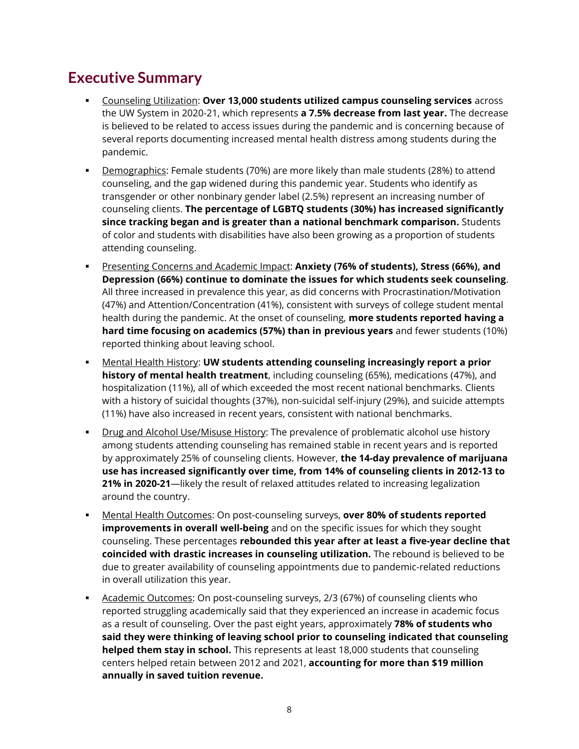## Executive Summary

- Counseling Utilization: **Over 13,000 students utilized campus counseling services** across the UW System in 2020-21, which represents **a 7.5% decrease from last year.** The decrease is believed to be related to access issues during the pandemic and is concerning because of several reports documenting increased mental health distress among students during the pandemic.
- Demographics: Female students (70%) are more likely than male students (28%) to attend counseling, and the gap widened during this pandemic year. Students who identify as transgender or other nonbinary gender label (2.5%) represent an increasing number of counseling clients. **The percentage of LGBTQ students (30%) has increased significantly since tracking began and is greater than a national benchmark comparison.** Students of color and students with disabilities have also been growing as a proportion of students attending counseling.
- Presenting Concerns and Academic Impact: **Anxiety (76% of students), Stress (66%), and Depression (66%) continue to dominate the issues for which students seek counseling**. All three increased in prevalence this year, as did concerns with Procrastination/Motivation (47%) and Attention/Concentration (41%), consistent with surveys of college student mental health during the pandemic. At the onset of counseling, **more students reported having a hard time focusing on academics (57%) than in previous years** and fewer students (10%) reported thinking about leaving school.
- Mental Health History: **UW students attending counseling increasingly report a prior history of mental health treatment**, including counseling (65%), medications (47%), and hospitalization (11%), all of which exceeded the most recent national benchmarks. Clients with a history of suicidal thoughts (37%), non-suicidal self-injury (29%), and suicide attempts (11%) have also increased in recent years, consistent with national benchmarks.
- Drug and Alcohol Use/Misuse History: The prevalence of problematic alcohol use history among students attending counseling has remained stable in recent years and is reported by approximately 25% of counseling clients. However, **the 14-day prevalence of marijuana use has increased significantly over time, from 14% of counseling clients in 2012-13 to 21% in 2020-21**—likely the result of relaxed attitudes related to increasing legalization around the country.
- Mental Health Outcomes: On post-counseling surveys, **over 80% of students reported improvements in overall well-being** and on the specific issues for which they sought counseling. These percentages **rebounded this year after at least a five-year decline that coincided with drastic increases in counseling utilization.** The rebound is believed to be due to greater availability of counseling appointments due to pandemic-related reductions in overall utilization this year.
- Academic Outcomes: On post-counseling surveys, 2/3 (67%) of counseling clients who reported struggling academically said that they experienced an increase in academic focus as a result of counseling. Over the past eight years, approximately **78% of students who said they were thinking of leaving school prior to counseling indicated that counseling helped them stay in school.** This represents at least 18,000 students that counseling centers helped retain between 2012 and 2021, **accounting for more than $19 million annually in saved tuition revenue.**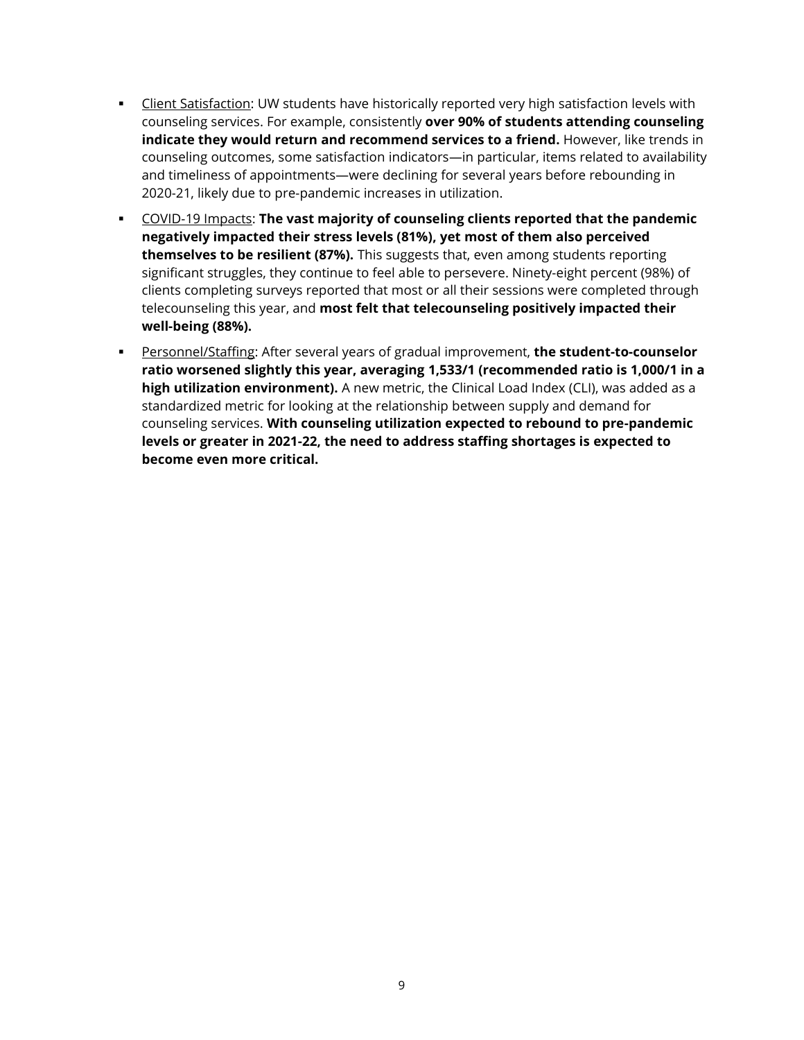- <u>Client Satisfaction</u>: UW students have historically reported very high satisfaction levels with counseling services. For example, consistently **over 90% of students attending counseling indicate they would return and recommend services to a friend.** However, like trends in counseling outcomes, some satisfaction indicators—in particular, items related to availability and timeliness of appointments—were declining for several years before rebounding in 2020-21, likely due to pre-pandemic increases in utilization.
- <u>COVID-19 Impacts</u>: **The vast majority of counseling clients reported that the pandemic negatively impacted their stress levels (81%), yet most of them also perceived themselves to be resilient (87%).** This suggests that, even among students reporting significant struggles, they continue to feel able to persevere. Ninety-eight percent (98%) of clients completing surveys reported that most or all their sessions were completed through telecounseling this year, and **most felt that telecounseling positively impacted their well-being (88%).**
- <u>Personnel/Staffing</u>: After several years of gradual improvement, **the student-to-counselor ratio worsened slightly this year, averaging 1,533/1 (recommended ratio is 1,000/1 in a high utilization environment).** A new metric, the Clinical Load Index (CLI), was added as a standardized metric for looking at the relationship between supply and demand for counseling services. **With counseling utilization expected to rebound to pre-pandemic levels or greater in 2021-22, the need to address staffing shortages is expected to become even more critical.**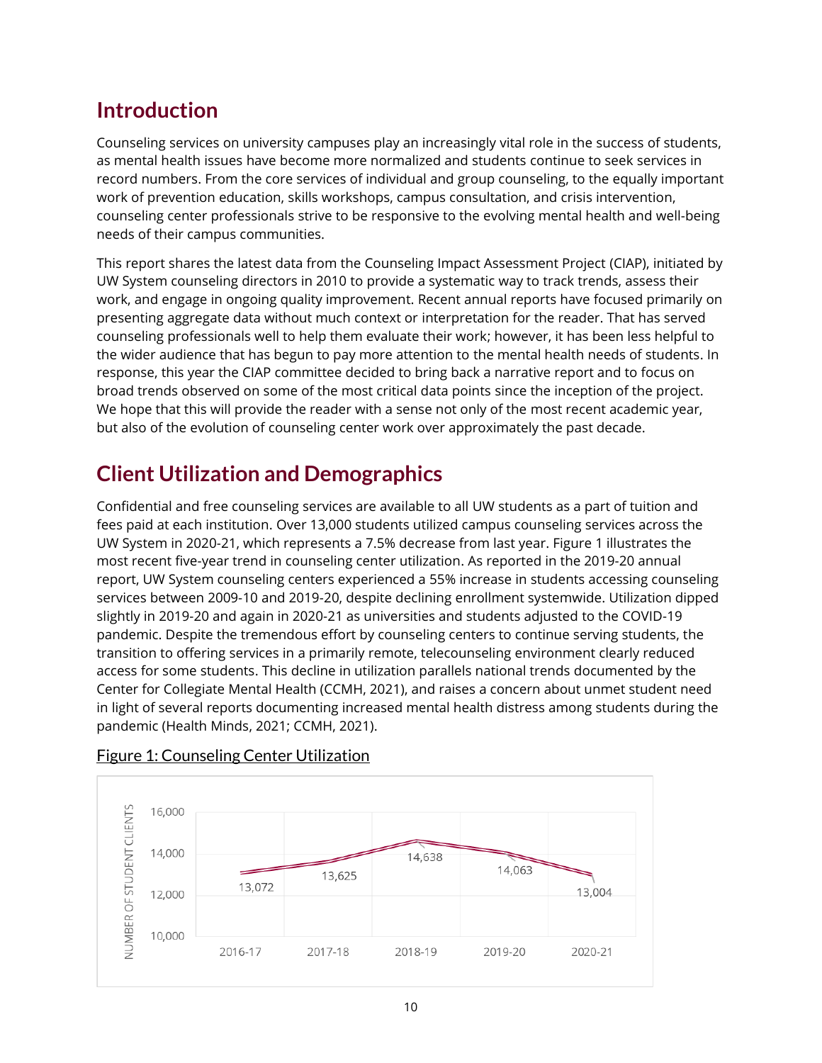## Introduction

Counseling services on university campuses play an increasingly vital role in the success of students, as mental health issues have become more normalized and students continue to seek services in record numbers. From the core services of individual and group counseling, to the equally important work of prevention education, skills workshops, campus consultation, and crisis intervention, counseling center professionals strive to be responsive to the evolving mental health and well-being needs of their campus communities.

This report shares the latest data from the Counseling Impact Assessment Project (CIAP), initiated by UW System counseling directors in 2010 to provide a systematic way to track trends, assess their work, and engage in ongoing quality improvement. Recent annual reports have focused primarily on presenting aggregate data without much context or interpretation for the reader. That has served counseling professionals well to help them evaluate their work; however, it has been less helpful to the wider audience that has begun to pay more attention to the mental health needs of students. In response, this year the CIAP committee decided to bring back a narrative report and to focus on broad trends observed on some of the most critical data points since the inception of the project. We hope that this will provide the reader with a sense not only of the most recent academic year, but also of the evolution of counseling center work over approximately the past decade.

## Client Utilization and Demographics

Confidential and free counseling services are available to all UW students as a part of tuition and fees paid at each institution. Over 13,000 students utilized campus counseling services across the UW System in 2020-21, which represents a 7.5% decrease from last year. Figure 1 illustrates the most recent five-year trend in counseling center utilization. As reported in the 2019-20 annual report, UW System counseling centers experienced a 55% increase in students accessing counseling services between 2009-10 and 2019-20, despite declining enrollment systemwide. Utilization dipped slightly in 2019-20 and again in 2020-21 as universities and students adjusted to the COVID-19 pandemic. Despite the tremendous effort by counseling centers to continue serving students, the transition to offering services in a primarily remote, telecounseling environment clearly reduced access for some students. This decline in utilization parallels national trends documented by the Center for Collegiate Mental Health (CCMH, 2021), and raises a concern about unmet student need in light of several reports documenting increased mental health distress among students during the pandemic (Health Minds, 2021; CCMH, 2021).

Figure 1: Counseling Center Utilization

NUMBER OF STUDENT CLIENTS
16,000
14,000
12,000
10,000
13,072
13,625
14,638
14,063
13,004
2016-17
2017-18
2018-19
2019-20
2020-21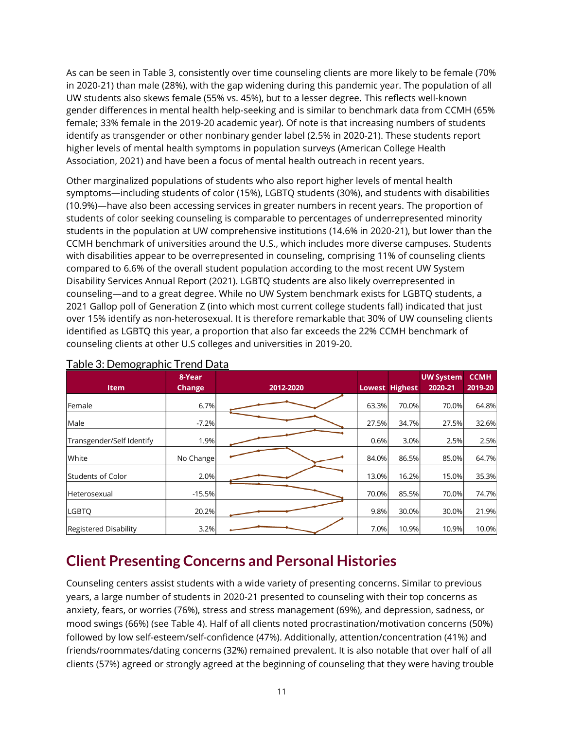As can be seen in Table 3, consistently over time counseling clients are more likely to be female (70% in 2020-21) than male (28%), with the gap widening during this pandemic year. The population of all UW students also skews female (55% vs. 45%), but to a lesser degree. This reflects well-known gender differences in mental health help-seeking and is similar to benchmark data from CCMH (65% female; 33% female in the 2019-20 academic year). Of note is that increasing numbers of students identify as transgender or other nonbinary gender label (2.5% in 2020-21). These students report higher levels of mental health symptoms in population surveys (American College Health Association, 2021) and have been a focus of mental health outreach in recent years.

Other marginalized populations of students who also report higher levels of mental health symptoms—including students of color (15%), LGBTQ students (30%), and students with disabilities (10.9%)—have also been accessing services in greater numbers in recent years. The proportion of students of color seeking counseling is comparable to percentages of underrepresented minority students in the population at UW comprehensive institutions (14.6% in 2020-21), but lower than the CCMH benchmark of universities around the U.S., which includes more diverse campuses. Students with disabilities appear to be overrepresented in counseling, comprising 11% of counseling clients compared to 6.6% of the overall student population according to the most recent UW System Disability Services Annual Report (2021). LGBTQ students are also likely overrepresented in counseling—and to a great degree. While no UW System benchmark exists for LGBTQ students, a 2021 Gallop poll of Generation Z (into which most current college students fall) indicated that just over 15% identify as non-heterosexual. It is therefore remarkable that 30% of UW counseling clients identified as LGBTQ this year, a proportion that also far exceeds the 22% CCMH benchmark of counseling clients at other U.S colleges and universities in 2019-20.

Table 3: Demographic Trend Data

| Item | 8-Year Change | 2012-2020 | Lowest | Highest | UW System 2020-21 | CCMH 2019-20 |
|---|---|---|---|---|---|---|
| Female | 6.7% | | 63.3% | 70.0% | 70.0% | 64.8% |
| Male | -7.2% | | 27.5% | 34.7% | 27.5% | 32.6% |
| Transgender/Self Identify | 1.9% | | 0.6% | 3.0% | 2.5% | 2.5% |
| White | No Change | | 84.0% | 86.5% | 85.0% | 64.7% |
| Students of Color | 2.0% | | 13.0% | 16.2% | 15.0% | 35.3% |
| Heterosexual | -15.5% | | 70.0% | 85.5% | 70.0% | 74.7% |
| LGBTQ | 20.2% | | 9.8% | 30.0% | 30.0% | 21.9% |
| Registered Disability | 3.2% | | 7.0% | 10.9% | 10.9% | 10.0% |

## Client Presenting Concerns and Personal Histories

Counseling centers assist students with a wide variety of presenting concerns. Similar to previous years, a large number of students in 2020-21 presented to counseling with their top concerns as anxiety, fears, or worries (76%), stress and stress management (69%), and depression, sadness, or mood swings (66%) (see Table 4). Half of all clients noted procrastination/motivation concerns (50%) followed by low self-esteem/self-confidence (47%). Additionally, attention/concentration (41%) and friends/roommates/dating concerns (32%) remained prevalent. It is also notable that over half of all clients (57%) agreed or strongly agreed at the beginning of counseling that they were having trouble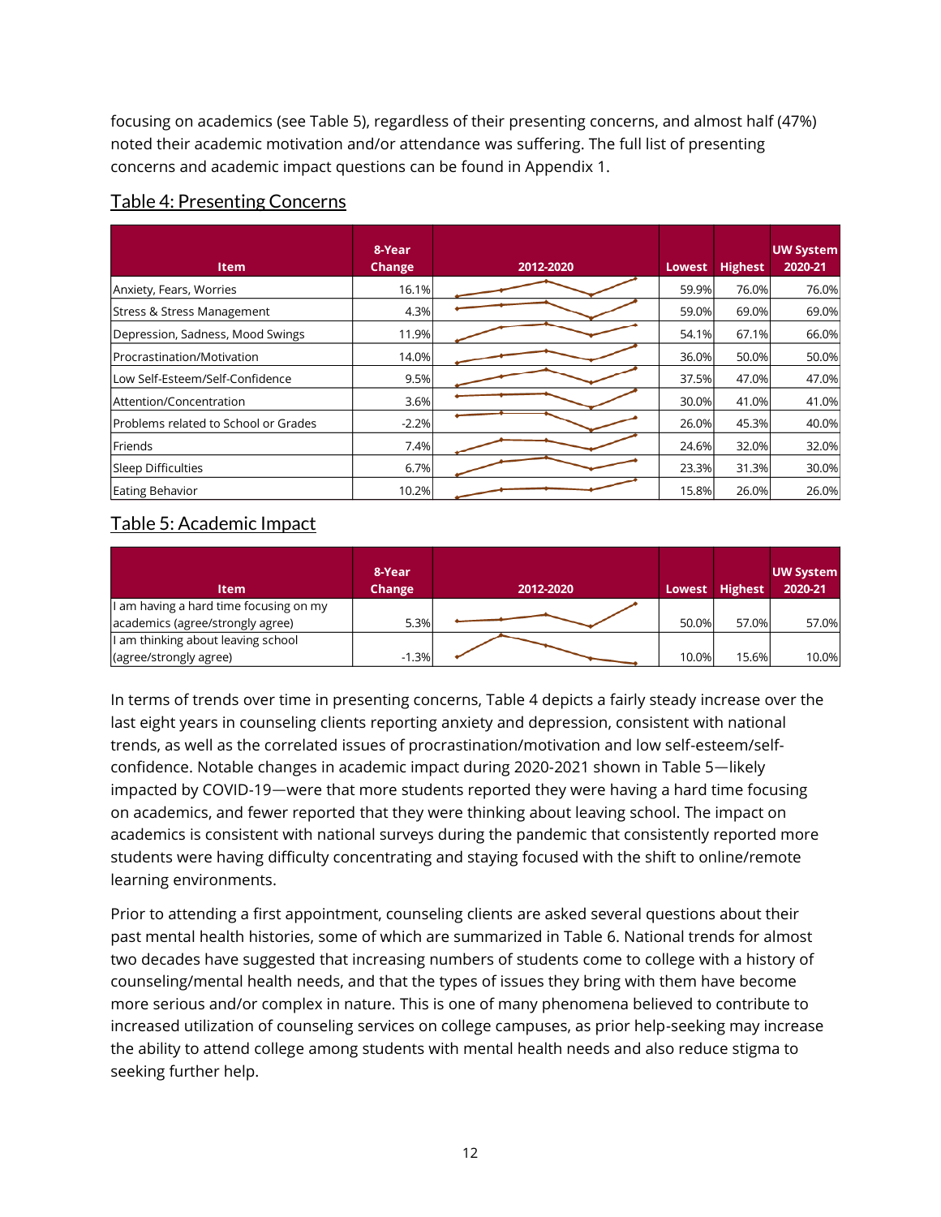focusing on academics (see Table 5), regardless of their presenting concerns, and almost half (47%) noted their academic motivation and/or attendance was suffering. The full list of presenting concerns and academic impact questions can be found in Appendix 1.

## Table 4: Presenting Concerns

| Item | 8-Year Change | 2012-2020 | Lowest | Highest | UW System 2020-21 |
|---|---|---|---|---|---|
| Anxiety, Fears, Worries | 16.1% | | 59.9% | 76.0% | 76.0% |
| Stress & Stress Management | 4.3% | | 59.0% | 69.0% | 69.0% |
| Depression, Sadness, Mood Swings | 11.9% | | 54.1% | 67.1% | 66.0% |
| Procrastination/Motivation | 14.0% | | 36.0% | 50.0% | 50.0% |
| Low Self-Esteem/Self-Confidence | 9.5% | | 37.5% | 47.0% | 47.0% |
| Attention/Concentration | 3.6% | | 30.0% | 41.0% | 41.0% |
| Problems related to School or Grades | -2.2% | | 26.0% | 45.3% | 40.0% |
| Friends | 7.4% | | 24.6% | 32.0% | 32.0% |
| Sleep Difficulties | 6.7% | | 23.3% | 31.3% | 30.0% |
| Eating Behavior | 10.2% | | 15.8% | 26.0% | 26.0% |

## Table 5: Academic Impact

| Item | 8-Year Change | 2012-2020 | Lowest | Highest | UW System 2020-21 |
|---|---|---|---|---|---|
| I am having a hard time focusing on my academics (agree/strongly agree) | 5.3% | | 50.0% | 57.0% | 57.0% |
| I am thinking about leaving school (agree/strongly agree) | -1.3% | | 10.0% | 15.6% | 10.0% |

In terms of trends over time in presenting concerns, Table 4 depicts a fairly steady increase over the last eight years in counseling clients reporting anxiety and depression, consistent with national trends, as well as the correlated issues of procrastination/motivation and low self-esteem/self-confidence. Notable changes in academic impact during 2020-2021 shown in Table 5—likely impacted by COVID-19—were that more students reported they were having a hard time focusing on academics, and fewer reported that they were thinking about leaving school. The impact on academics is consistent with national surveys during the pandemic that consistently reported more students were having difficulty concentrating and staying focused with the shift to online/remote learning environments.

Prior to attending a first appointment, counseling clients are asked several questions about their past mental health histories, some of which are summarized in Table 6. National trends for almost two decades have suggested that increasing numbers of students come to college with a history of counseling/mental health needs, and that the types of issues they bring with them have become more serious and/or complex in nature. This is one of many phenomena believed to contribute to increased utilization of counseling services on college campuses, as prior help-seeking may increase the ability to attend college among students with mental health needs and also reduce stigma to seeking further help.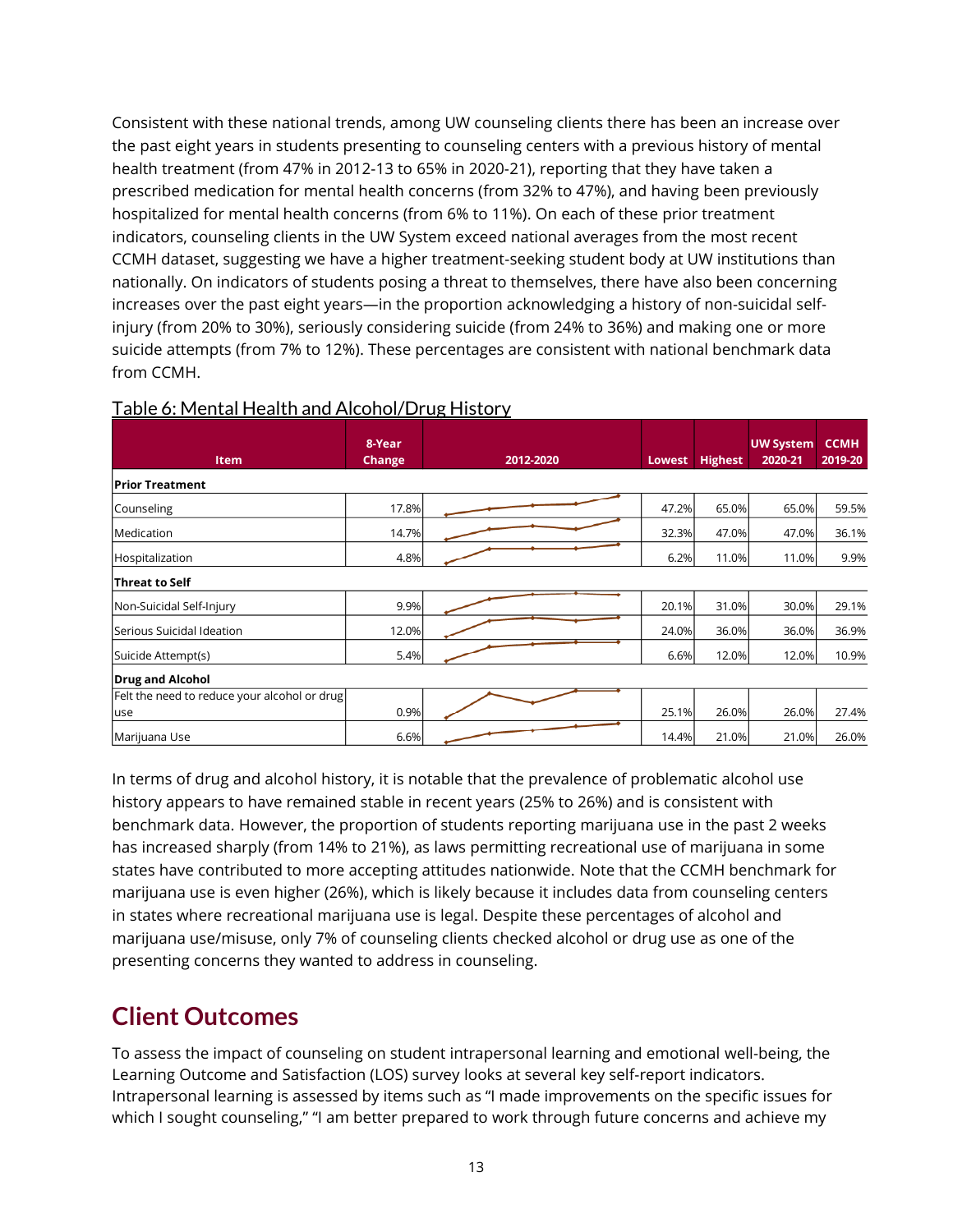Consistent with these national trends, among UW counseling clients there has been an increase over the past eight years in students presenting to counseling centers with a previous history of mental health treatment (from 47% in 2012-13 to 65% in 2020-21), reporting that they have taken a prescribed medication for mental health concerns (from 32% to 47%), and having been previously hospitalized for mental health concerns (from 6% to 11%). On each of these prior treatment indicators, counseling clients in the UW System exceed national averages from the most recent CCMH dataset, suggesting we have a higher treatment-seeking student body at UW institutions than nationally. On indicators of students posing a threat to themselves, there have also been concerning increases over the past eight years—in the proportion acknowledging a history of non-suicidal self-injury (from 20% to 30%), seriously considering suicide (from 24% to 36%) and making one or more suicide attempts (from 7% to 12%). These percentages are consistent with national benchmark data from CCMH.

## Table 6: Mental Health and Alcohol/Drug History

| Item | 8-Year Change | 2012-2020 | Lowest | Highest | UW System 2020-21 | CCMH 2019-20 |
|---|---|---|---|---|---|---|
| **Prior Treatment** | | | | | | |
| Counseling | 17.8% | | 47.2% | 65.0% | 65.0% | 59.5% |
| Medication | 14.7% | | 32.3% | 47.0% | 47.0% | 36.1% |
| Hospitalization | 4.8% | | 6.2% | 11.0% | 11.0% | 9.9% |
| **Threat to Self** | | | | | | |
| Non-Suicidal Self-Injury | 9.9% | | 20.1% | 31.0% | 30.0% | 29.1% |
| Serious Suicidal Ideation | 12.0% | | 24.0% | 36.0% | 36.0% | 36.9% |
| Suicide Attempt(s) | 5.4% | | 6.6% | 12.0% | 12.0% | 10.9% |
| **Drug and Alcohol** | | | | | | |
| Felt the need to reduce your alcohol or drug use | 0.9% | | 25.1% | 26.0% | 26.0% | 27.4% |
| Marijuana Use | 6.6% | | 14.4% | 21.0% | 21.0% | 26.0% |

In terms of drug and alcohol history, it is notable that the prevalence of problematic alcohol use history appears to have remained stable in recent years (25% to 26%) and is consistent with benchmark data. However, the proportion of students reporting marijuana use in the past 2 weeks has increased sharply (from 14% to 21%), as laws permitting recreational use of marijuana in some states have contributed to more accepting attitudes nationwide. Note that the CCMH benchmark for marijuana use is even higher (26%), which is likely because it includes data from counseling centers in states where recreational marijuana use is legal. Despite these percentages of alcohol and marijuana use/misuse, only 7% of counseling clients checked alcohol or drug use as one of the presenting concerns they wanted to address in counseling.

## Client Outcomes

To assess the impact of counseling on student intrapersonal learning and emotional well-being, the Learning Outcome and Satisfaction (LOS) survey looks at several key self-report indicators. Intrapersonal learning is assessed by items such as "I made improvements on the specific issues for which I sought counseling," "I am better prepared to work through future concerns and achieve my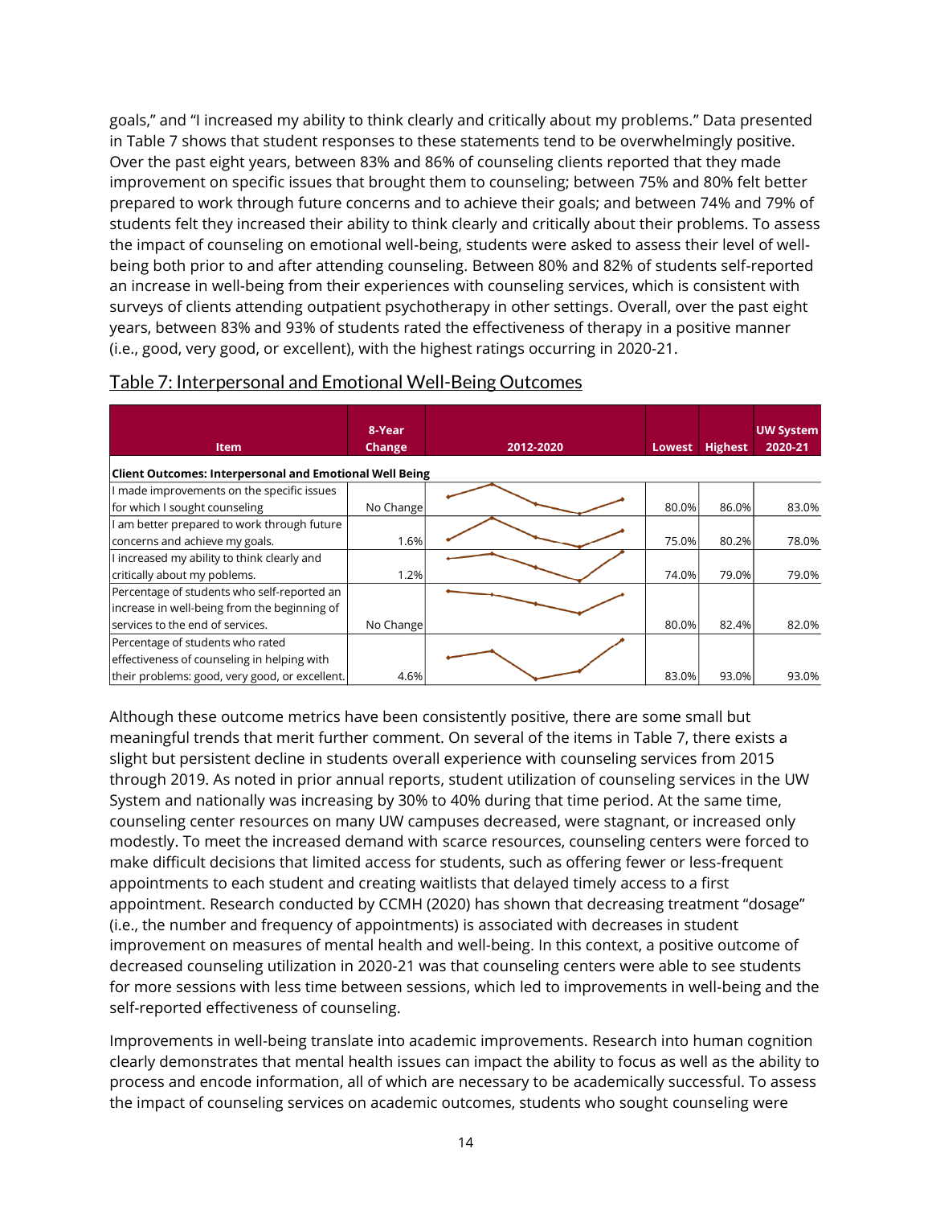goals," and "I increased my ability to think clearly and critically about my problems." Data presented in Table 7 shows that student responses to these statements tend to be overwhelmingly positive. Over the past eight years, between 83% and 86% of counseling clients reported that they made improvement on specific issues that brought them to counseling; between 75% and 80% felt better prepared to work through future concerns and to achieve their goals; and between 74% and 79% of students felt they increased their ability to think clearly and critically about their problems. To assess the impact of counseling on emotional well-being, students were asked to assess their level of well-being both prior to and after attending counseling. Between 80% and 82% of students self-reported an increase in well-being from their experiences with counseling services, which is consistent with surveys of clients attending outpatient psychotherapy in other settings. Overall, over the past eight years, between 83% and 93% of students rated the effectiveness of therapy in a positive manner (i.e., good, very good, or excellent), with the highest ratings occurring in 2020-21.

## Table 7: Interpersonal and Emotional Well-Being Outcomes

| Item | 8-Year Change | 2012-2020 | Lowest | Highest | UW System 2020-21 |
|---|---|---|---|---|---|
| **Client Outcomes: Interpersonal and Emotional Well Being** | | | | | |
| I made improvements on the specific issues for which I sought counseling | No Change | | 80.0% | 86.0% | 83.0% |
| I am better prepared to work through future concerns and achieve my goals. | 1.6% | | 75.0% | 80.2% | 78.0% |
| I increased my ability to think clearly and critically about my poblems. | 1.2% | | 74.0% | 79.0% | 79.0% |
| Percentage of students who self-reported an increase in well-being from the beginning of services to the end of services. | No Change | | 80.0% | 82.4% | 82.0% |
| Percentage of students who rated effectiveness of counseling in helping with their problems: good, very good, or excellent. | 4.6% | | 83.0% | 93.0% | 93.0% |

Although these outcome metrics have been consistently positive, there are some small but meaningful trends that merit further comment. On several of the items in Table 7, there exists a slight but persistent decline in students overall experience with counseling services from 2015 through 2019. As noted in prior annual reports, student utilization of counseling services in the UW System and nationally was increasing by 30% to 40% during that time period. At the same time, counseling center resources on many UW campuses decreased, were stagnant, or increased only modestly. To meet the increased demand with scarce resources, counseling centers were forced to make difficult decisions that limited access for students, such as offering fewer or less-frequent appointments to each student and creating waitlists that delayed timely access to a first appointment. Research conducted by CCMH (2020) has shown that decreasing treatment "dosage" (i.e., the number and frequency of appointments) is associated with decreases in student improvement on measures of mental health and well-being. In this context, a positive outcome of decreased counseling utilization in 2020-21 was that counseling centers were able to see students for more sessions with less time between sessions, which led to improvements in well-being and the self-reported effectiveness of counseling.

Improvements in well-being translate into academic improvements. Research into human cognition clearly demonstrates that mental health issues can impact the ability to focus as well as the ability to process and encode information, all of which are necessary to be academically successful. To assess the impact of counseling services on academic outcomes, students who sought counseling were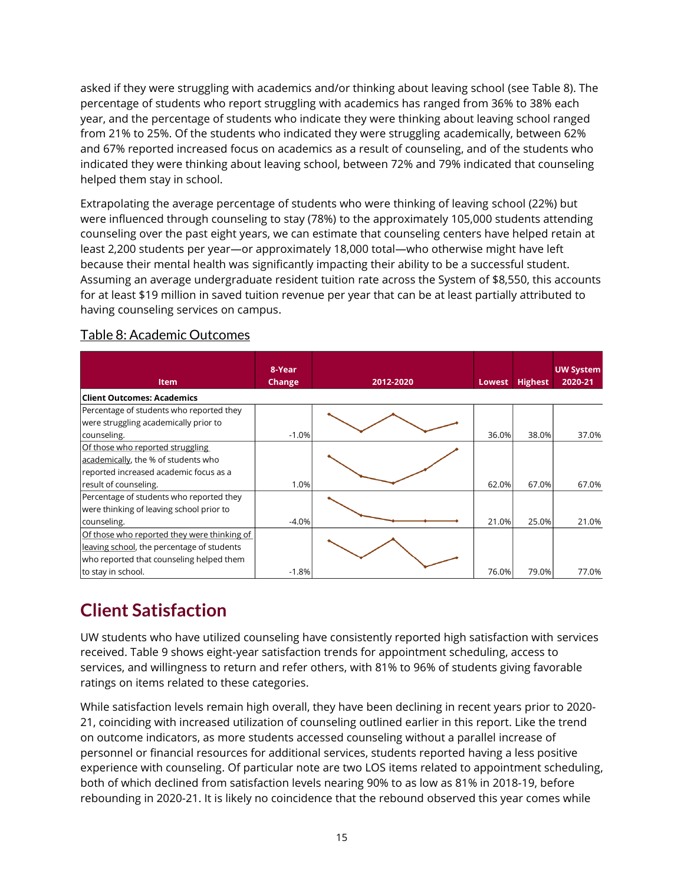asked if they were struggling with academics and/or thinking about leaving school (see Table 8). The percentage of students who report struggling with academics has ranged from 36% to 38% each year, and the percentage of students who indicate they were thinking about leaving school ranged from 21% to 25%. Of the students who indicated they were struggling academically, between 62% and 67% reported increased focus on academics as a result of counseling, and of the students who indicated they were thinking about leaving school, between 72% and 79% indicated that counseling helped them stay in school.

Extrapolating the average percentage of students who were thinking of leaving school (22%) but were influenced through counseling to stay (78%) to the approximately 105,000 students attending counseling over the past eight years, we can estimate that counseling centers have helped retain at least 2,200 students per year—or approximately 18,000 total—who otherwise might have left because their mental health was significantly impacting their ability to be a successful student. Assuming an average undergraduate resident tuition rate across the System of $8,550, this accounts for at least $19 million in saved tuition revenue per year that can be at least partially attributed to having counseling services on campus.

Table 8: Academic Outcomes

| Item | 8-Year Change | 2012-2020 | Lowest | Highest | UW System 2020-21 |
|---|---|---|---|---|---|
| **Client Outcomes: Academics** | | | | | |
| Percentage of students who reported they were struggling academically prior to counseling. | -1.0% | | 36.0% | 38.0% | 37.0% |
| Of those who reported struggling academically, the % of students who reported increased academic focus as a result of counseling. | 1.0% | | 62.0% | 67.0% | 67.0% |
| Percentage of students who reported they were thinking of leaving school prior to counseling. | -4.0% | | 21.0% | 25.0% | 21.0% |
| Of those who reported they were thinking of leaving school, the percentage of students who reported that counseling helped them to stay in school. | -1.8% | | 76.0% | 79.0% | 77.0% |

## Client Satisfaction

UW students who have utilized counseling have consistently reported high satisfaction with services received. Table 9 shows eight-year satisfaction trends for appointment scheduling, access to services, and willingness to return and refer others, with 81% to 96% of students giving favorable ratings on items related to these categories.

While satisfaction levels remain high overall, they have been declining in recent years prior to 2020-21, coinciding with increased utilization of counseling outlined earlier in this report. Like the trend on outcome indicators, as more students accessed counseling without a parallel increase of personnel or financial resources for additional services, students reported having a less positive experience with counseling. Of particular note are two LOS items related to appointment scheduling, both of which declined from satisfaction levels nearing 90% to as low as 81% in 2018-19, before rebounding in 2020-21. It is likely no coincidence that the rebound observed this year comes while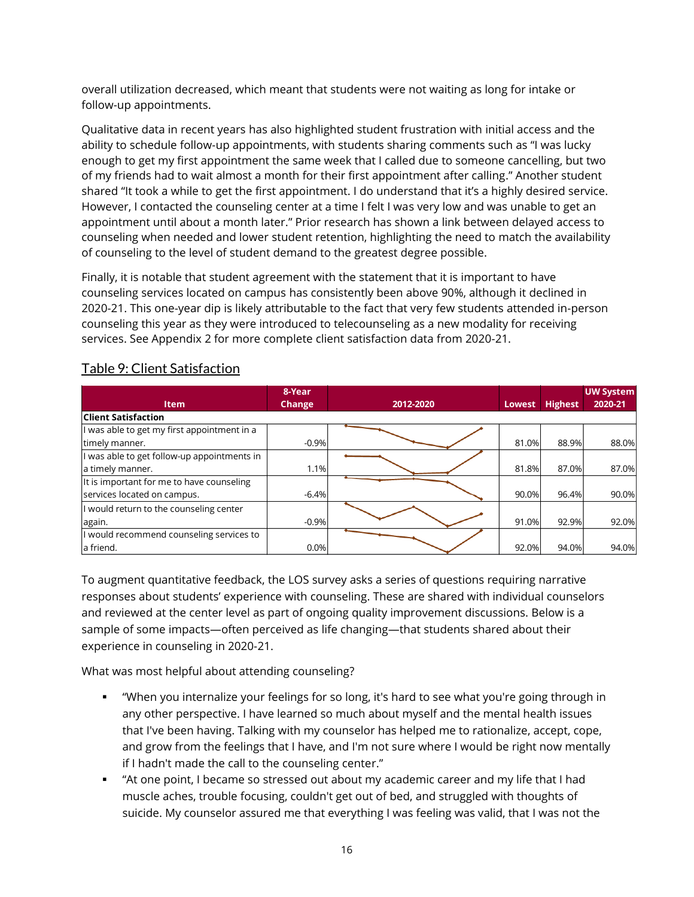overall utilization decreased, which meant that students were not waiting as long for intake or follow-up appointments.

Qualitative data in recent years has also highlighted student frustration with initial access and the ability to schedule follow-up appointments, with students sharing comments such as "I was lucky enough to get my first appointment the same week that I called due to someone cancelling, but two of my friends had to wait almost a month for their first appointment after calling." Another student shared "It took a while to get the first appointment. I do understand that it's a highly desired service. However, I contacted the counseling center at a time I felt I was very low and was unable to get an appointment until about a month later." Prior research has shown a link between delayed access to counseling when needed and lower student retention, highlighting the need to match the availability of counseling to the level of student demand to the greatest degree possible.

Finally, it is notable that student agreement with the statement that it is important to have counseling services located on campus has consistently been above 90%, although it declined in 2020-21. This one-year dip is likely attributable to the fact that very few students attended in-person counseling this year as they were introduced to telecounseling as a new modality for receiving services. See Appendix 2 for more complete client satisfaction data from 2020-21.

## Table 9: Client Satisfaction

| Item | 8-Year Change | 2012-2020 | Lowest | Highest | UW System 2020-21 |
|---|---|---|---|---|---|
| **Client Satisfaction** | | | | | |
| I was able to get my first appointment in a timely manner. | -0.9% | | 81.0% | 88.9% | 88.0% |
| I was able to get follow-up appointments in a timely manner. | 1.1% | | 81.8% | 87.0% | 87.0% |
| It is important for me to have counseling services located on campus. | -6.4% | | 90.0% | 96.4% | 90.0% |
| I would return to the counseling center again. | -0.9% | | 91.0% | 92.9% | 92.0% |
| I would recommend counseling services to a friend. | 0.0% | | 92.0% | 94.0% | 94.0% |

To augment quantitative feedback, the LOS survey asks a series of questions requiring narrative responses about students' experience with counseling. These are shared with individual counselors and reviewed at the center level as part of ongoing quality improvement discussions. Below is a sample of some impacts—often perceived as life changing—that students shared about their experience in counseling in 2020-21.

What was most helpful about attending counseling?

- "When you internalize your feelings for so long, it's hard to see what you're going through in any other perspective. I have learned so much about myself and the mental health issues that I've been having. Talking with my counselor has helped me to rationalize, accept, cope, and grow from the feelings that I have, and I'm not sure where I would be right now mentally if I hadn't made the call to the counseling center."
- "At one point, I became so stressed out about my academic career and my life that I had muscle aches, trouble focusing, couldn't get out of bed, and struggled with thoughts of suicide. My counselor assured me that everything I was feeling was valid, that I was not the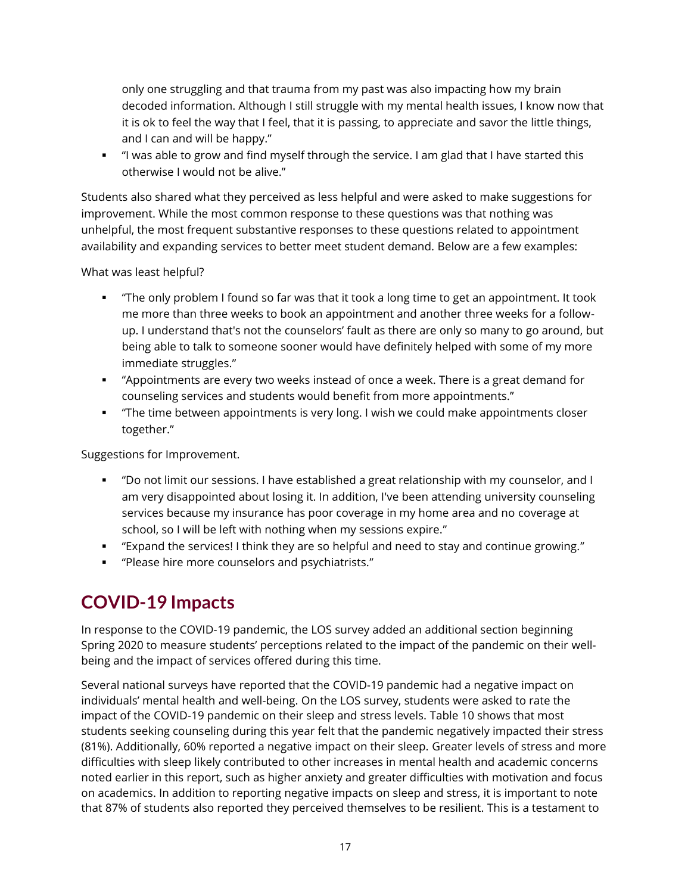only one struggling and that trauma from my past was also impacting how my brain decoded information. Although I still struggle with my mental health issues, I know now that it is ok to feel the way that I feel, that it is passing, to appreciate and savor the little things, and I can and will be happy."

- "I was able to grow and find myself through the service. I am glad that I have started this otherwise I would not be alive."

Students also shared what they perceived as less helpful and were asked to make suggestions for improvement. While the most common response to these questions was that nothing was unhelpful, the most frequent substantive responses to these questions related to appointment availability and expanding services to better meet student demand. Below are a few examples:

What was least helpful?

- "The only problem I found so far was that it took a long time to get an appointment. It took me more than three weeks to book an appointment and another three weeks for a follow-up. I understand that's not the counselors' fault as there are only so many to go around, but being able to talk to someone sooner would have definitely helped with some of my more immediate struggles."
- "Appointments are every two weeks instead of once a week. There is a great demand for counseling services and students would benefit from more appointments."
- "The time between appointments is very long. I wish we could make appointments closer together."

Suggestions for Improvement.

- "Do not limit our sessions. I have established a great relationship with my counselor, and I am very disappointed about losing it. In addition, I've been attending university counseling services because my insurance has poor coverage in my home area and no coverage at school, so I will be left with nothing when my sessions expire."
- "Expand the services! I think they are so helpful and need to stay and continue growing."
- "Please hire more counselors and psychiatrists."

## COVID-19 Impacts

In response to the COVID-19 pandemic, the LOS survey added an additional section beginning Spring 2020 to measure students' perceptions related to the impact of the pandemic on their well-being and the impact of services offered during this time.

Several national surveys have reported that the COVID-19 pandemic had a negative impact on individuals' mental health and well-being. On the LOS survey, students were asked to rate the impact of the COVID-19 pandemic on their sleep and stress levels. Table 10 shows that most students seeking counseling during this year felt that the pandemic negatively impacted their stress (81%). Additionally, 60% reported a negative impact on their sleep. Greater levels of stress and more difficulties with sleep likely contributed to other increases in mental health and academic concerns noted earlier in this report, such as higher anxiety and greater difficulties with motivation and focus on academics. In addition to reporting negative impacts on sleep and stress, it is important to note that 87% of students also reported they perceived themselves to be resilient. This is a testament to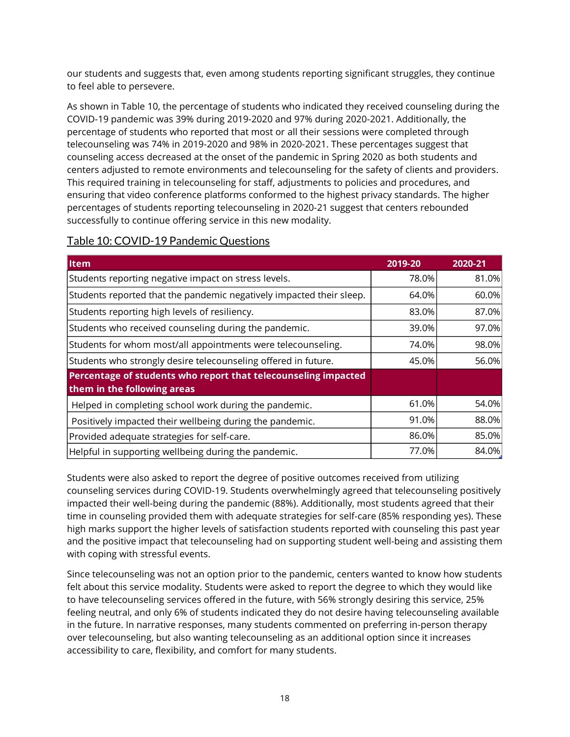our students and suggests that, even among students reporting significant struggles, they continue to feel able to persevere.

As shown in Table 10, the percentage of students who indicated they received counseling during the COVID-19 pandemic was 39% during 2019-2020 and 97% during 2020-2021. Additionally, the percentage of students who reported that most or all their sessions were completed through telecounseling was 74% in 2019-2020 and 98% in 2020-2021. These percentages suggest that counseling access decreased at the onset of the pandemic in Spring 2020 as both students and centers adjusted to remote environments and telecounseling for the safety of clients and providers. This required training in telecounseling for staff, adjustments to policies and procedures, and ensuring that video conference platforms conformed to the highest privacy standards. The higher percentages of students reporting telecounseling in 2020-21 suggest that centers rebounded successfully to continue offering service in this new modality.

## Table 10: COVID-19 Pandemic Questions

| Item | 2019-20 | 2020-21 |
|---|---|---|
| Students reporting negative impact on stress levels. | 78.0% | 81.0% |
| Students reported that the pandemic negatively impacted their sleep. | 64.0% | 60.0% |
| Students reporting high levels of resiliency. | 83.0% | 87.0% |
| Students who received counseling during the pandemic. | 39.0% | 97.0% |
| Students for whom most/all appointments were telecounseling. | 74.0% | 98.0% |
| Students who strongly desire telecounseling offered in future. | 45.0% | 56.0% |
| **Percentage of students who report that telecounseling impacted them in the following areas** | | |
| Helped in completing school work during the pandemic. | 61.0% | 54.0% |
| Positively impacted their wellbeing during the pandemic. | 91.0% | 88.0% |
| Provided adequate strategies for self-care. | 86.0% | 85.0% |
| Helpful in supporting wellbeing during the pandemic. | 77.0% | 84.0% |

Students were also asked to report the degree of positive outcomes received from utilizing counseling services during COVID-19. Students overwhelmingly agreed that telecounseling positively impacted their well-being during the pandemic (88%). Additionally, most students agreed that their time in counseling provided them with adequate strategies for self-care (85% responding yes). These high marks support the higher levels of satisfaction students reported with counseling this past year and the positive impact that telecounseling had on supporting student well-being and assisting them with coping with stressful events.

Since telecounseling was not an option prior to the pandemic, centers wanted to know how students felt about this service modality. Students were asked to report the degree to which they would like to have telecounseling services offered in the future, with 56% strongly desiring this service, 25% feeling neutral, and only 6% of students indicated they do not desire having telecounseling available in the future. In narrative responses, many students commented on preferring in-person therapy over telecounseling, but also wanting telecounseling as an additional option since it increases accessibility to care, flexibility, and comfort for many students.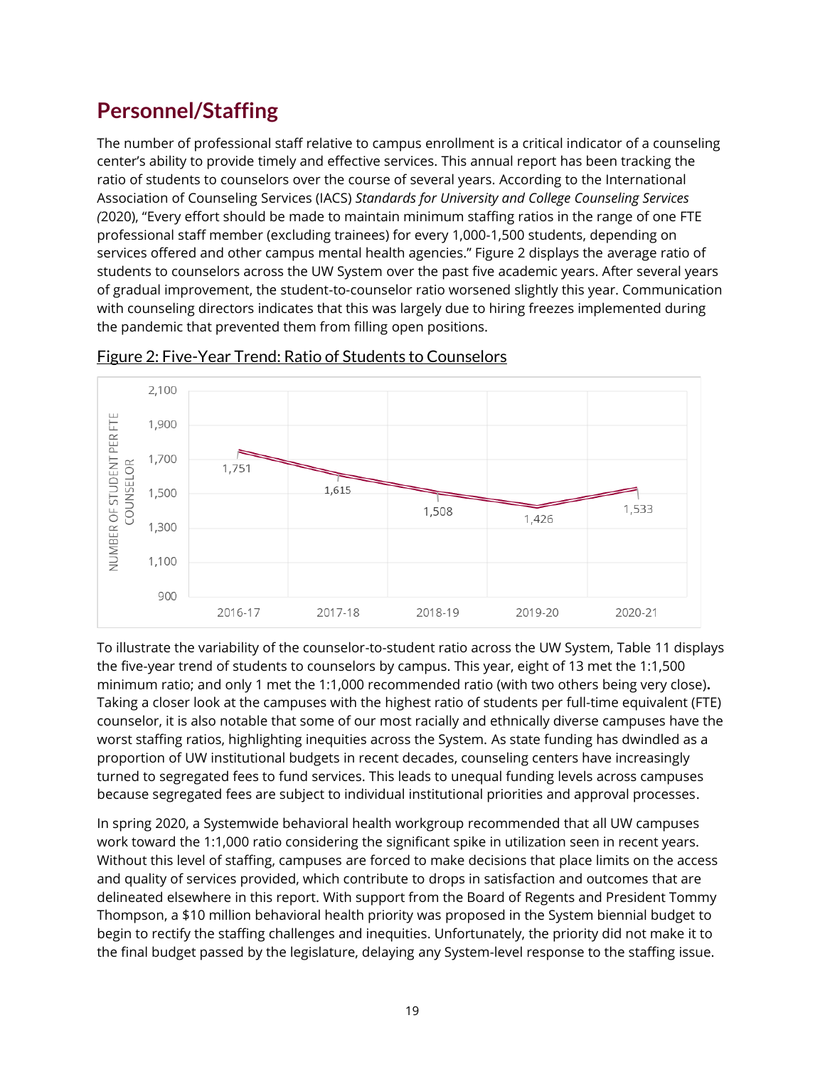## Personnel/Staffing

The number of professional staff relative to campus enrollment is a critical indicator of a counseling center's ability to provide timely and effective services. This annual report has been tracking the ratio of students to counselors over the course of several years. According to the International Association of Counseling Services (IACS) *Standards for University and College Counseling Services (*2020), "Every effort should be made to maintain minimum staffing ratios in the range of one FTE professional staff member (excluding trainees) for every 1,000-1,500 students, depending on services offered and other campus mental health agencies." Figure 2 displays the average ratio of students to counselors across the UW System over the past five academic years. After several years of gradual improvement, the student-to-counselor ratio worsened slightly this year. Communication with counseling directors indicates that this was largely due to hiring freezes implemented during the pandemic that prevented them from filling open positions.

Figure 2: Five-Year Trend: Ratio of Students to Counselors

NUMBER OF STUDENT PER FTE COUNSELOR

2,100
1,900
1,700
1,500
1,300
1,100
900

1,751
1,615
1,508
1,426
1,533

2016-17
2017-18
2018-19
2019-20
2020-21

To illustrate the variability of the counselor-to-student ratio across the UW System, Table 11 displays the five-year trend of students to counselors by campus. This year, eight of 13 met the 1:1,500 minimum ratio; and only 1 met the 1:1,000 recommended ratio (with two others being very close)**.** Taking a closer look at the campuses with the highest ratio of students per full-time equivalent (FTE) counselor, it is also notable that some of our most racially and ethnically diverse campuses have the worst staffing ratios, highlighting inequities across the System. As state funding has dwindled as a proportion of UW institutional budgets in recent decades, counseling centers have increasingly turned to segregated fees to fund services. This leads to unequal funding levels across campuses because segregated fees are subject to individual institutional priorities and approval processes.

In spring 2020, a Systemwide behavioral health workgroup recommended that all UW campuses work toward the 1:1,000 ratio considering the significant spike in utilization seen in recent years. Without this level of staffing, campuses are forced to make decisions that place limits on the access and quality of services provided, which contribute to drops in satisfaction and outcomes that are delineated elsewhere in this report. With support from the Board of Regents and President Tommy Thompson, a $10 million behavioral health priority was proposed in the System biennial budget to begin to rectify the staffing challenges and inequities. Unfortunately, the priority did not make it to the final budget passed by the legislature, delaying any System-level response to the staffing issue.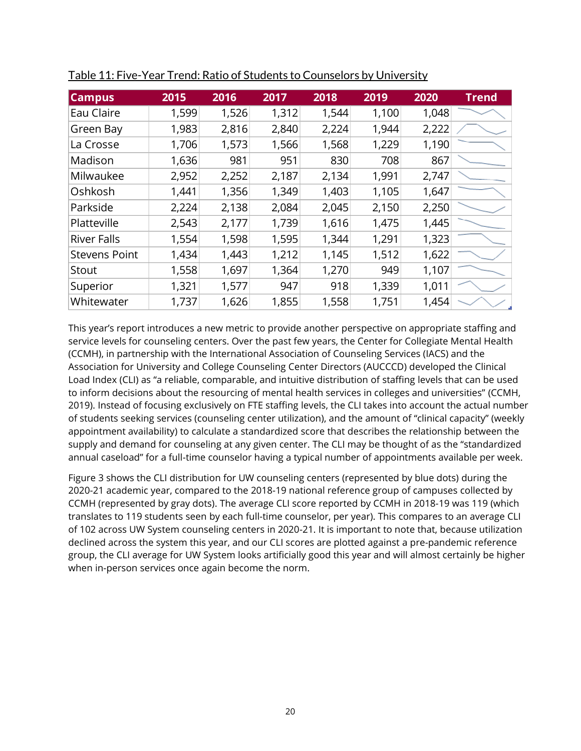Table 11: Five-Year Trend: Ratio of Students to Counselors by University

| Campus | 2015 | 2016 | 2017 | 2018 | 2019 | 2020 | Trend |
|---|---|---|---|---|---|---|---|
| Eau Claire | 1,599 | 1,526 | 1,312 | 1,544 | 1,100 | 1,048 | |
| Green Bay | 1,983 | 2,816 | 2,840 | 2,224 | 1,944 | 2,222 | |
| La Crosse | 1,706 | 1,573 | 1,566 | 1,568 | 1,229 | 1,190 | |
| Madison | 1,636 | 981 | 951 | 830 | 708 | 867 | |
| Milwaukee | 2,952 | 2,252 | 2,187 | 2,134 | 1,991 | 2,747 | |
| Oshkosh | 1,441 | 1,356 | 1,349 | 1,403 | 1,105 | 1,647 | |
| Parkside | 2,224 | 2,138 | 2,084 | 2,045 | 2,150 | 2,250 | |
| Platteville | 2,543 | 2,177 | 1,739 | 1,616 | 1,475 | 1,445 | |
| River Falls | 1,554 | 1,598 | 1,595 | 1,344 | 1,291 | 1,323 | |
| Stevens Point | 1,434 | 1,443 | 1,212 | 1,145 | 1,512 | 1,622 | |
| Stout | 1,558 | 1,697 | 1,364 | 1,270 | 949 | 1,107 | |
| Superior | 1,321 | 1,577 | 947 | 918 | 1,339 | 1,011 | |
| Whitewater | 1,737 | 1,626 | 1,855 | 1,558 | 1,751 | 1,454 | |

This year's report introduces a new metric to provide another perspective on appropriate staffing and service levels for counseling centers. Over the past few years, the Center for Collegiate Mental Health (CCMH), in partnership with the International Association of Counseling Services (IACS) and the Association for University and College Counseling Center Directors (AUCCCD) developed the Clinical Load Index (CLI) as "a reliable, comparable, and intuitive distribution of staffing levels that can be used to inform decisions about the resourcing of mental health services in colleges and universities" (CCMH, 2019). Instead of focusing exclusively on FTE staffing levels, the CLI takes into account the actual number of students seeking services (counseling center utilization), and the amount of "clinical capacity" (weekly appointment availability) to calculate a standardized score that describes the relationship between the supply and demand for counseling at any given center. The CLI may be thought of as the "standardized annual caseload" for a full-time counselor having a typical number of appointments available per week.

Figure 3 shows the CLI distribution for UW counseling centers (represented by blue dots) during the 2020-21 academic year, compared to the 2018-19 national reference group of campuses collected by CCMH (represented by gray dots). The average CLI score reported by CCMH in 2018-19 was 119 (which translates to 119 students seen by each full-time counselor, per year). This compares to an average CLI of 102 across UW System counseling centers in 2020-21. It is important to note that, because utilization declined across the system this year, and our CLI scores are plotted against a pre-pandemic reference group, the CLI average for UW System looks artificially good this year and will almost certainly be higher when in-person services once again become the norm.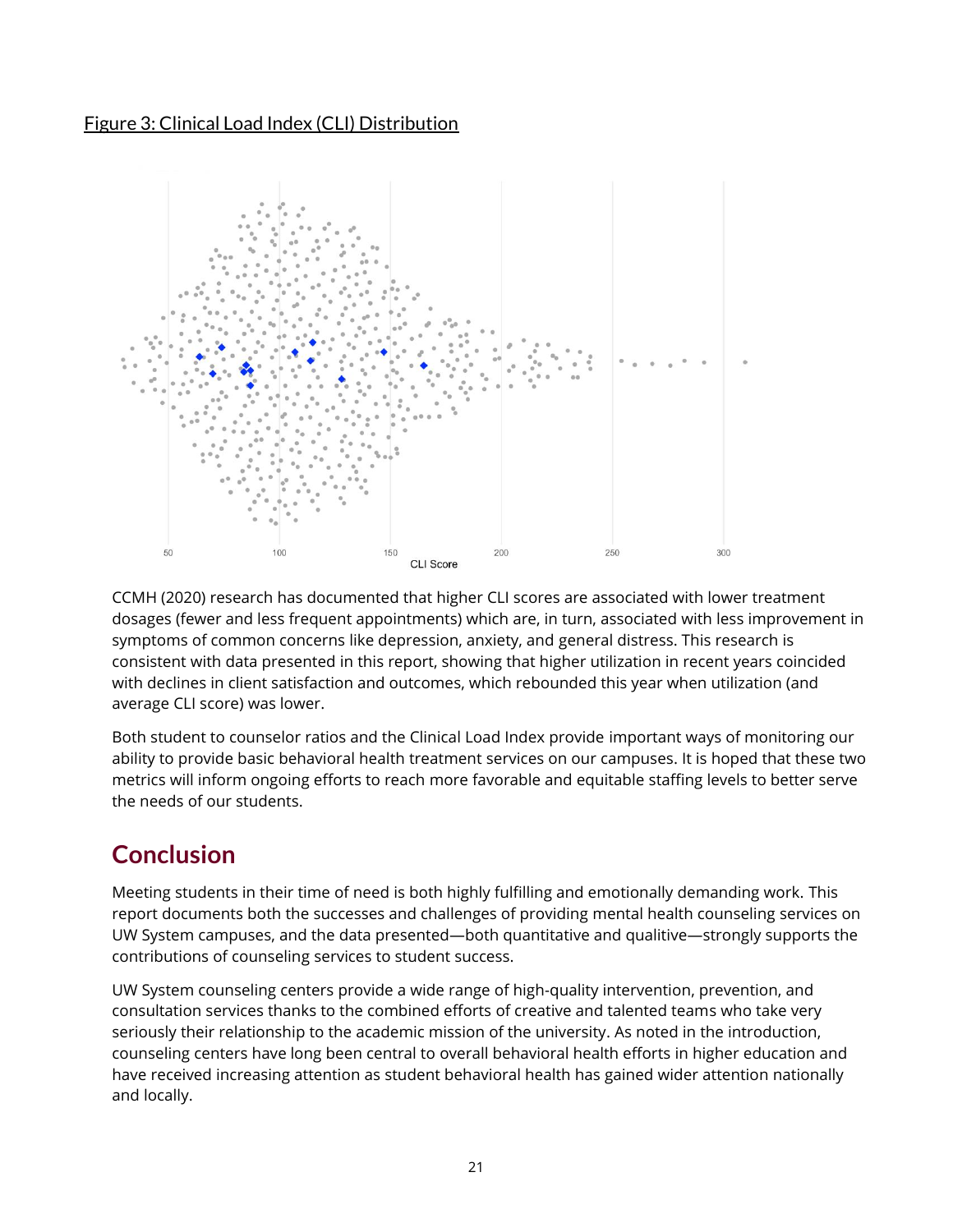Figure 3: Clinical Load Index (CLI) Distribution

50
100
150
200
250
300
CLI Score

CCMH (2020) research has documented that higher CLI scores are associated with lower treatment dosages (fewer and less frequent appointments) which are, in turn, associated with less improvement in symptoms of common concerns like depression, anxiety, and general distress. This research is consistent with data presented in this report, showing that higher utilization in recent years coincided with declines in client satisfaction and outcomes, which rebounded this year when utilization (and average CLI score) was lower.

Both student to counselor ratios and the Clinical Load Index provide important ways of monitoring our ability to provide basic behavioral health treatment services on our campuses. It is hoped that these two metrics will inform ongoing efforts to reach more favorable and equitable staffing levels to better serve the needs of our students.

## Conclusion

Meeting students in their time of need is both highly fulfilling and emotionally demanding work. This report documents both the successes and challenges of providing mental health counseling services on UW System campuses, and the data presented—both quantitative and qualitive—strongly supports the contributions of counseling services to student success.

UW System counseling centers provide a wide range of high-quality intervention, prevention, and consultation services thanks to the combined efforts of creative and talented teams who take very seriously their relationship to the academic mission of the university. As noted in the introduction, counseling centers have long been central to overall behavioral health efforts in higher education and have received increasing attention as student behavioral health has gained wider attention nationally and locally.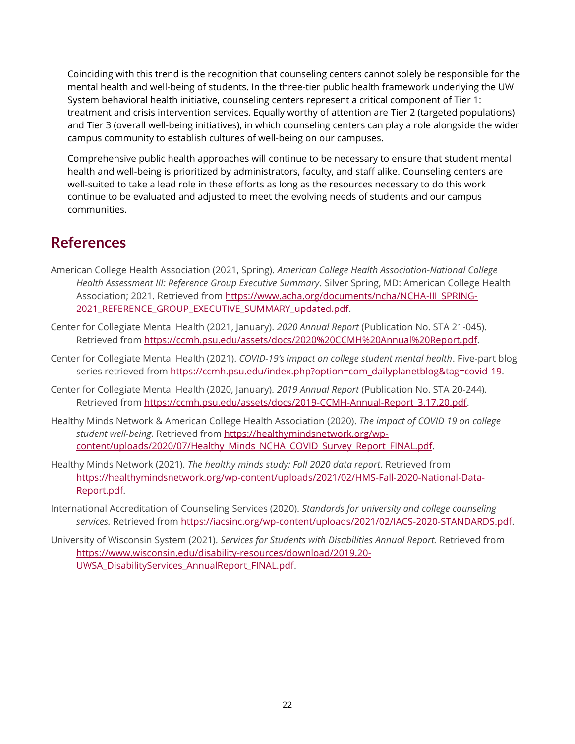Coinciding with this trend is the recognition that counseling centers cannot solely be responsible for the mental health and well-being of students. In the three-tier public health framework underlying the UW System behavioral health initiative, counseling centers represent a critical component of Tier 1: treatment and crisis intervention services. Equally worthy of attention are Tier 2 (targeted populations) and Tier 3 (overall well-being initiatives), in which counseling centers can play a role alongside the wider campus community to establish cultures of well-being on our campuses.

Comprehensive public health approaches will continue to be necessary to ensure that student mental health and well-being is prioritized by administrators, faculty, and staff alike. Counseling centers are well-suited to take a lead role in these efforts as long as the resources necessary to do this work continue to be evaluated and adjusted to meet the evolving needs of students and our campus communities.

## References

American College Health Association (2021, Spring). *American College Health Association-National College Health Assessment III: Reference Group Executive Summary*. Silver Spring, MD: American College Health Association; 2021. Retrieved from https://www.acha.org/documents/ncha/NCHA-III_SPRING-2021_REFERENCE_GROUP_EXECUTIVE_SUMMARY_updated.pdf.

Center for Collegiate Mental Health (2021, January). *2020 Annual Report* (Publication No. STA 21-045). Retrieved from https://ccmh.psu.edu/assets/docs/2020%20CCMH%20Annual%20Report.pdf.

Center for Collegiate Mental Health (2021). *COVID-19's impact on college student mental health*. Five-part blog series retrieved from https://ccmh.psu.edu/index.php?option=com_dailyplanetblog&tag=covid-19.

Center for Collegiate Mental Health (2020, January). *2019 Annual Report* (Publication No. STA 20-244). Retrieved from https://ccmh.psu.edu/assets/docs/2019-CCMH-Annual-Report_3.17.20.pdf.

Healthy Minds Network & American College Health Association (2020). *The impact of COVID 19 on college student well-being*. Retrieved from https://healthymindsnetwork.org/wp-content/uploads/2020/07/Healthy_Minds_NCHA_COVID_Survey_Report_FINAL.pdf.

Healthy Minds Network (2021). *The healthy minds study: Fall 2020 data report*. Retrieved from https://healthymindsnetwork.org/wp-content/uploads/2021/02/HMS-Fall-2020-National-Data-Report.pdf.

International Accreditation of Counseling Services (2020). *Standards for university and college counseling services.* Retrieved from https://iacsinc.org/wp-content/uploads/2021/02/IACS-2020-STANDARDS.pdf.

University of Wisconsin System (2021). *Services for Students with Disabilities Annual Report.* Retrieved from https://www.wisconsin.edu/disability-resources/download/2019.20-UWSA_DisabilityServices_AnnualReport_FINAL.pdf.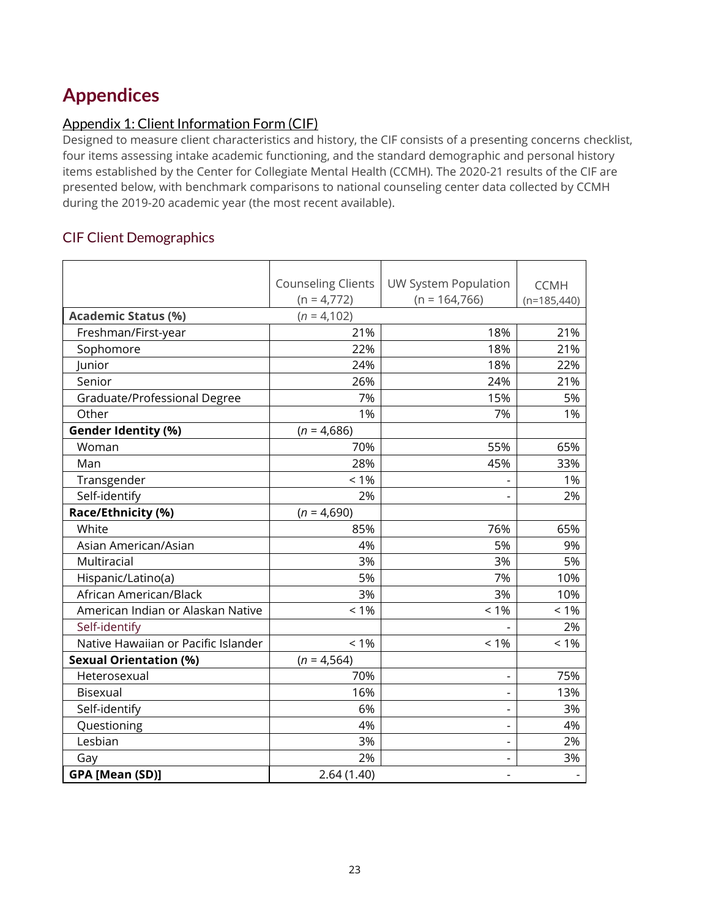# Appendices

## Appendix 1: Client Information Form (CIF)

Designed to measure client characteristics and history, the CIF consists of a presenting concerns checklist, four items assessing intake academic functioning, and the standard demographic and personal history items established by the Center for Collegiate Mental Health (CCMH). The 2020-21 results of the CIF are presented below, with benchmark comparisons to national counseling center data collected by CCMH during the 2019-20 academic year (the most recent available).

### CIF Client Demographics

| | Counseling Clients (n = 4,772) | UW System Population (n = 164,766) | CCMH (n=185,440) |
|---|---|---|---|
| **Academic Status (%)** | (*n* = 4,102) | | |
| Freshman/First-year | 21% | 18% | 21% |
| Sophomore | 22% | 18% | 21% |
| Junior | 24% | 18% | 22% |
| Senior | 26% | 24% | 21% |
| Graduate/Professional Degree | 7% | 15% | 5% |
| Other | 1% | 7% | 1% |
| **Gender Identity (%)** | (*n* = 4,686) | | |
| Woman | 70% | 55% | 65% |
| Man | 28% | 45% | 33% |
| Transgender | < 1% | - | 1% |
| Self-identify | 2% | - | 2% |
| **Race/Ethnicity (%)** | (*n* = 4,690) | | |
| White | 85% | 76% | 65% |
| Asian American/Asian | 4% | 5% | 9% |
| Multiracial | 3% | 3% | 5% |
| Hispanic/Latino(a) | 5% | 7% | 10% |
| African American/Black | 3% | 3% | 10% |
| American Indian or Alaskan Native | < 1% | < 1% | < 1% |
| Self-identify | | - | 2% |
| Native Hawaiian or Pacific Islander | < 1% | < 1% | < 1% |
| **Sexual Orientation (%)** | (*n* = 4,564) | | |
| Heterosexual | 70% | - | 75% |
| Bisexual | 16% | - | 13% |
| Self-identify | 6% | - | 3% |
| Questioning | 4% | - | 4% |
| Lesbian | 3% | - | 2% |
| Gay | 2% | - | 3% |
| **GPA [Mean (SD)]** | 2.64 (1.40) | - | - |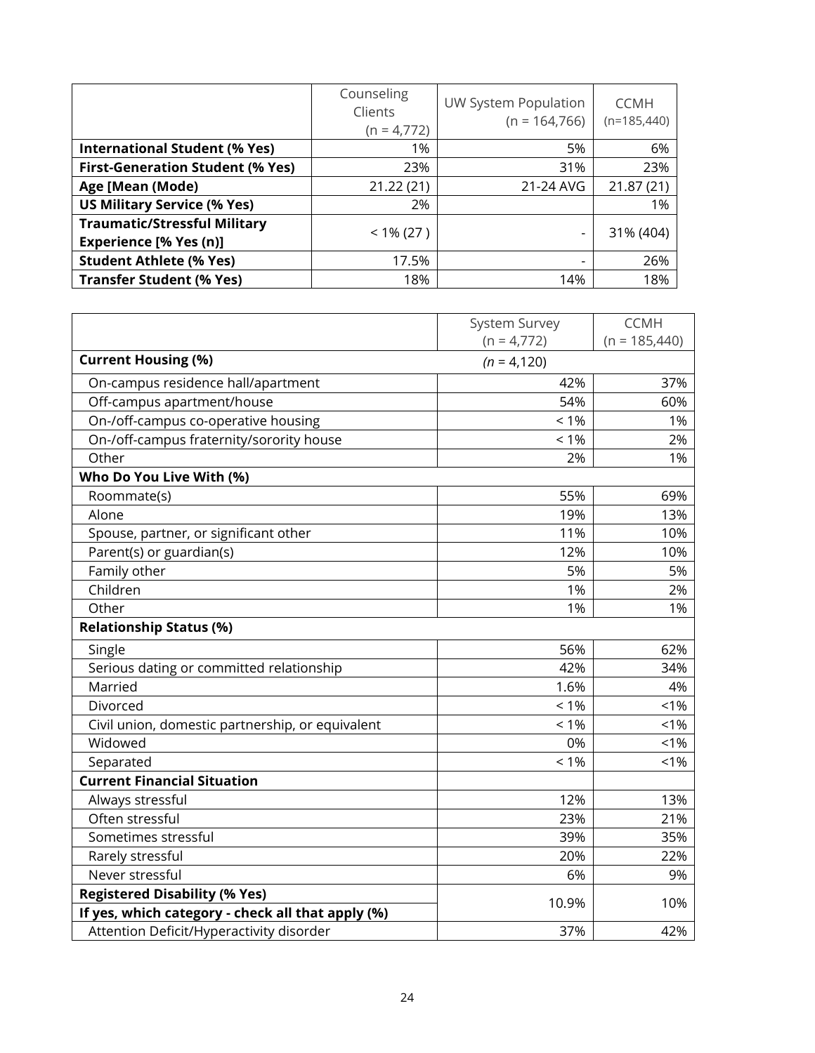| | Counseling Clients (n = 4,772) | UW System Population (n = 164,766) | CCMH (n=185,440) |
|---|---|---|---|
| **International Student (% Yes)** | 1% | 5% | 6% |
| **First-Generation Student (% Yes)** | 23% | 31% | 23% |
| **Age [Mean (Mode)** | 21.22 (21) | 21-24 AVG | 21.87 (21) |
| **US Military Service (% Yes)** | 2% | | 1% |
| **Traumatic/Stressful Military Experience [% Yes (n)]** | < 1% (27 ) | - | 31% (404) |
| **Student Athlete (% Yes)** | 17.5% | - | 26% |
| **Transfer Student (% Yes)** | 18% | 14% | 18% |

| | System Survey (n = 4,772) | CCMH (n = 185,440) |
|---|---|---|
| **Current Housing (%)** | *(n* = 4,120) | |
| On-campus residence hall/apartment | 42% | 37% |
| Off-campus apartment/house | 54% | 60% |
| On-/off-campus co-operative housing | < 1% | 1% |
| On-/off-campus fraternity/sorority house | < 1% | 2% |
| Other | 2% | 1% |
| **Who Do You Live With (%)** | | |
| Roommate(s) | 55% | 69% |
| Alone | 19% | 13% |
| Spouse, partner, or significant other | 11% | 10% |
| Parent(s) or guardian(s) | 12% | 10% |
| Family other | 5% | 5% |
| Children | 1% | 2% |
| Other | 1% | 1% |
| **Relationship Status (%)** | | |
| Single | 56% | 62% |
| Serious dating or committed relationship | 42% | 34% |
| Married | 1.6% | 4% |
| Divorced | < 1% | <1% |
| Civil union, domestic partnership, or equivalent | < 1% | <1% |
| Widowed | 0% | <1% |
| Separated | < 1% | <1% |
| **Current Financial Situation** | | |
| Always stressful | 12% | 13% |
| Often stressful | 23% | 21% |
| Sometimes stressful | 39% | 35% |
| Rarely stressful | 20% | 22% |
| Never stressful | 6% | 9% |
| **Registered Disability (% Yes)** | 10.9% | 10% |
| **If yes, which category - check all that apply (%)** | | |
| Attention Deficit/Hyperactivity disorder | 37% | 42% |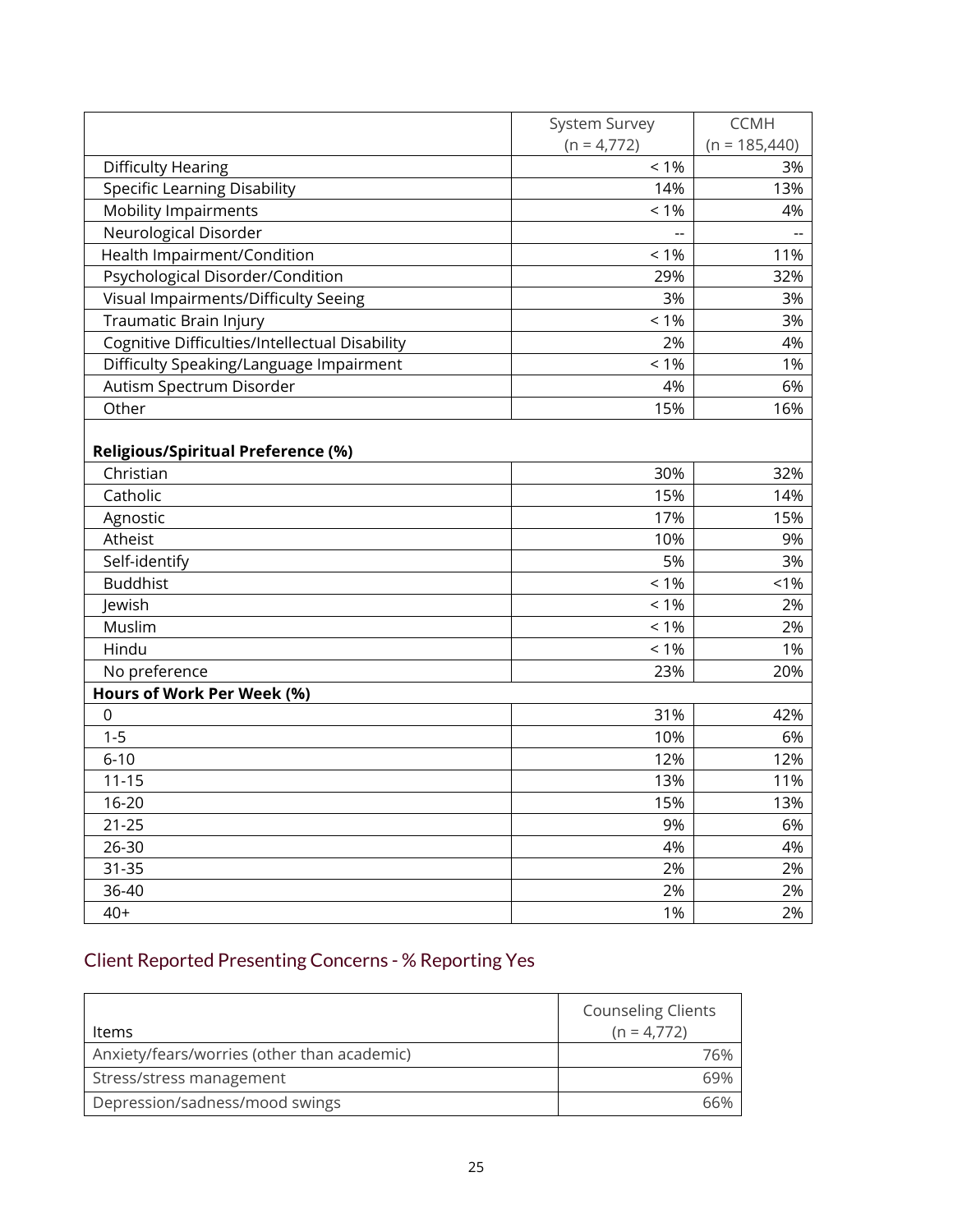| | System Survey (n = 4,772) | CCMH (n = 185,440) |
|---|---|---|
| Difficulty Hearing | < 1% | 3% |
| Specific Learning Disability | 14% | 13% |
| Mobility Impairments | < 1% | 4% |
| Neurological Disorder | -- | -- |
| Health Impairment/Condition | < 1% | 11% |
| Psychological Disorder/Condition | 29% | 32% |
| Visual Impairments/Difficulty Seeing | 3% | 3% |
| Traumatic Brain Injury | < 1% | 3% |
| Cognitive Difficulties/Intellectual Disability | 2% | 4% |
| Difficulty Speaking/Language Impairment | < 1% | 1% |
| Autism Spectrum Disorder | 4% | 6% |
| Other | 15% | 16% |
| **Religious/Spiritual Preference (%)** | | |
| Christian | 30% | 32% |
| Catholic | 15% | 14% |
| Agnostic | 17% | 15% |
| Atheist | 10% | 9% |
| Self-identify | 5% | 3% |
| Buddhist | < 1% | <1% |
| Jewish | < 1% | 2% |
| Muslim | < 1% | 2% |
| Hindu | < 1% | 1% |
| No preference | 23% | 20% |
| **Hours of Work Per Week (%)** | | |
| 0 | 31% | 42% |
| 1-5 | 10% | 6% |
| 6-10 | 12% | 12% |
| 11-15 | 13% | 11% |
| 16-20 | 15% | 13% |
| 21-25 | 9% | 6% |
| 26-30 | 4% | 4% |
| 31-35 | 2% | 2% |
| 36-40 | 2% | 2% |
| 40+ | 1% | 2% |

## Client Reported Presenting Concerns - % Reporting Yes

| Items | Counseling Clients (n = 4,772) |
|---|---|
| Anxiety/fears/worries (other than academic) | 76% |
| Stress/stress management | 69% |
| Depression/sadness/mood swings | 66% |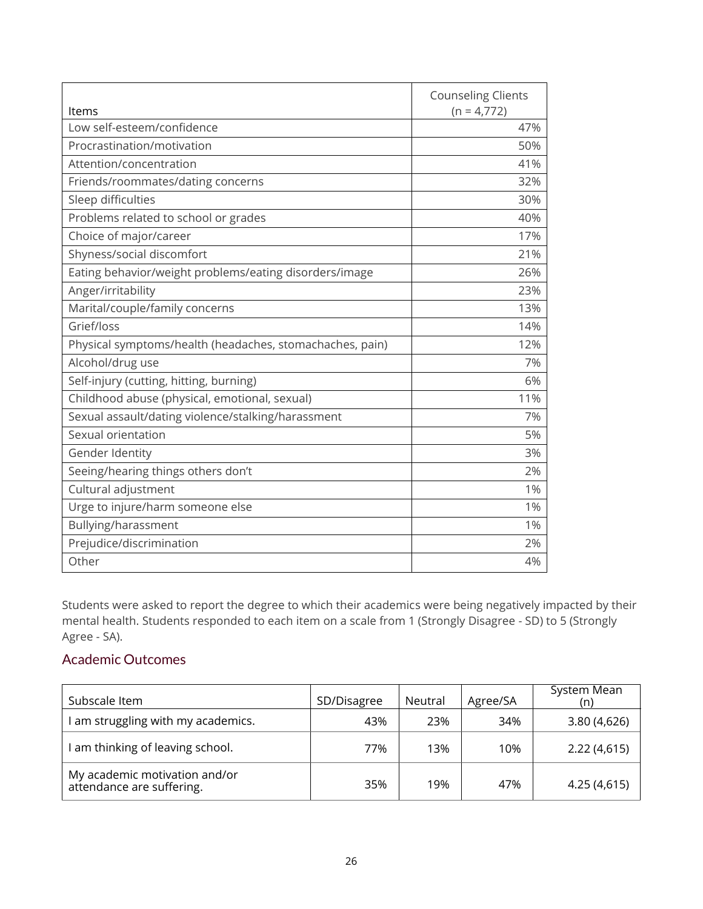| Items | Counseling Clients (n = 4,772) |
|---|---|
| Low self-esteem/confidence | 47% |
| Procrastination/motivation | 50% |
| Attention/concentration | 41% |
| Friends/roommates/dating concerns | 32% |
| Sleep difficulties | 30% |
| Problems related to school or grades | 40% |
| Choice of major/career | 17% |
| Shyness/social discomfort | 21% |
| Eating behavior/weight problems/eating disorders/image | 26% |
| Anger/irritability | 23% |
| Marital/couple/family concerns | 13% |
| Grief/loss | 14% |
| Physical symptoms/health (headaches, stomachaches, pain) | 12% |
| Alcohol/drug use | 7% |
| Self-injury (cutting, hitting, burning) | 6% |
| Childhood abuse (physical, emotional, sexual) | 11% |
| Sexual assault/dating violence/stalking/harassment | 7% |
| Sexual orientation | 5% |
| Gender Identity | 3% |
| Seeing/hearing things others don't | 2% |
| Cultural adjustment | 1% |
| Urge to injure/harm someone else | 1% |
| Bullying/harassment | 1% |
| Prejudice/discrimination | 2% |
| Other | 4% |

Students were asked to report the degree to which their academics were being negatively impacted by their mental health. Students responded to each item on a scale from 1 (Strongly Disagree - SD) to 5 (Strongly Agree - SA).

## Academic Outcomes

| Subscale Item | SD/Disagree | Neutral | Agree/SA | System Mean (n) |
|---|---|---|---|---|
| I am struggling with my academics. | 43% | 23% | 34% | 3.80 (4,626) |
| I am thinking of leaving school. | 77% | 13% | 10% | 2.22 (4,615) |
| My academic motivation and/or attendance are suffering. | 35% | 19% | 47% | 4.25 (4,615) |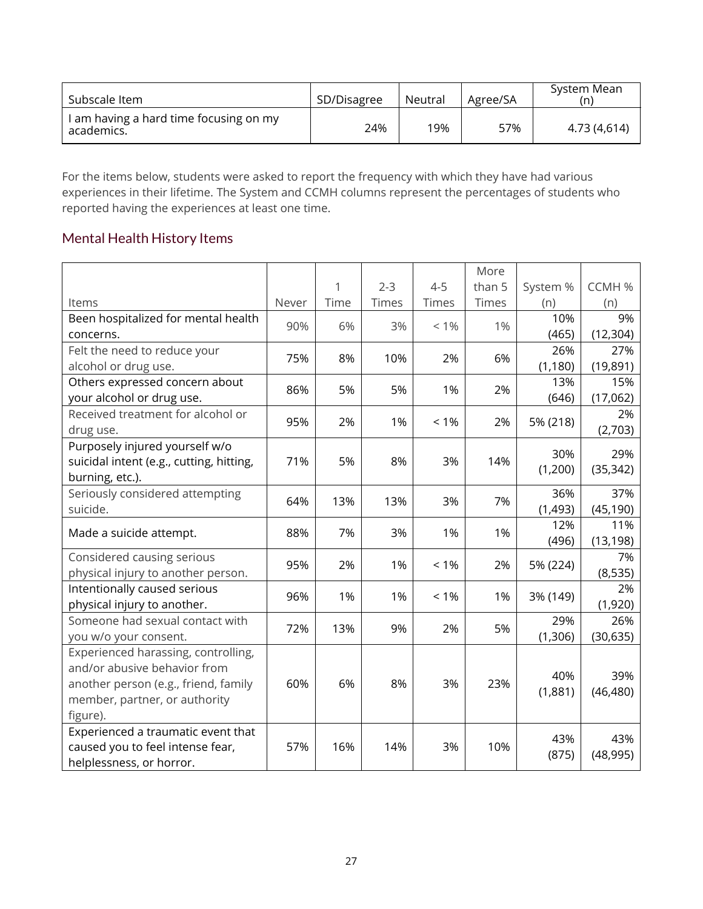| Subscale Item | SD/Disagree | Neutral | Agree/SA | System Mean (n) |
|---|---|---|---|---|
| I am having a hard time focusing on my academics. | 24% | 19% | 57% | 4.73 (4,614) |

For the items below, students were asked to report the frequency with which they have had various experiences in their lifetime. The System and CCMH columns represent the percentages of students who reported having the experiences at least one time.

## Mental Health History Items

| Items | Never | 1 Time | 2-3 Times | 4-5 Times | More than 5 Times | System % (n) | CCMH % (n) |
|---|---|---|---|---|---|---|---|
| Been hospitalized for mental health concerns. | 90% | 6% | 3% | < 1% | 1% | 10% (465) | 9% (12,304) |
| Felt the need to reduce your alcohol or drug use. | 75% | 8% | 10% | 2% | 6% | 26% (1,180) | 27% (19,891) |
| Others expressed concern about your alcohol or drug use. | 86% | 5% | 5% | 1% | 2% | 13% (646) | 15% (17,062) |
| Received treatment for alcohol or drug use. | 95% | 2% | 1% | < 1% | 2% | 5% (218) | 2% (2,703) |
| Purposely injured yourself w/o suicidal intent (e.g., cutting, hitting, burning, etc.). | 71% | 5% | 8% | 3% | 14% | 30% (1,200) | 29% (35,342) |
| Seriously considered attempting suicide. | 64% | 13% | 13% | 3% | 7% | 36% (1,493) | 37% (45,190) |
| Made a suicide attempt. | 88% | 7% | 3% | 1% | 1% | 12% (496) | 11% (13,198) |
| Considered causing serious physical injury to another person. | 95% | 2% | 1% | < 1% | 2% | 5% (224) | 7% (8,535) |
| Intentionally caused serious physical injury to another. | 96% | 1% | 1% | < 1% | 1% | 3% (149) | 2% (1,920) |
| Someone had sexual contact with you w/o your consent. | 72% | 13% | 9% | 2% | 5% | 29% (1,306) | 26% (30,635) |
| Experienced harassing, controlling, and/or abusive behavior from another person (e.g., friend, family member, partner, or authority figure). | 60% | 6% | 8% | 3% | 23% | 40% (1,881) | 39% (46,480) |
| Experienced a traumatic event that caused you to feel intense fear, helplessness, or horror. | 57% | 16% | 14% | 3% | 10% | 43% (875) | 43% (48,995) |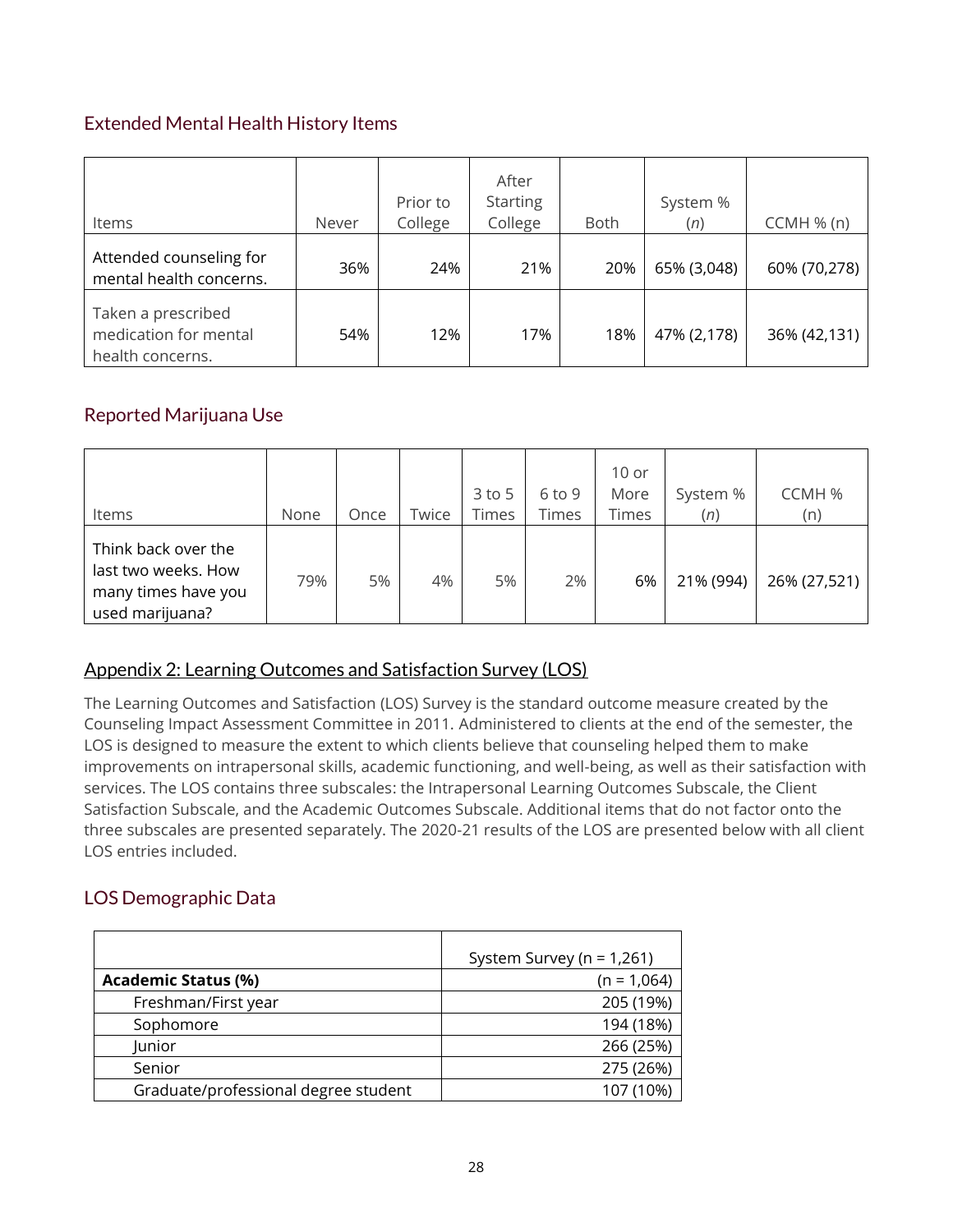## Extended Mental Health History Items

| Items | Never | Prior to College | After Starting College | Both | System % (*n*) | CCMH % (n) |
|---|---|---|---|---|---|---|
| Attended counseling for mental health concerns. | 36% | 24% | 21% | 20% | 65% (3,048) | 60% (70,278) |
| Taken a prescribed medication for mental health concerns. | 54% | 12% | 17% | 18% | 47% (2,178) | 36% (42,131) |

## Reported Marijuana Use

| Items | None | Once | Twice | 3 to 5 Times | 6 to 9 Times | 10 or More Times | System % (*n*) | CCMH % (n) |
|---|---|---|---|---|---|---|---|---|
| Think back over the last two weeks. How many times have you used marijuana? | 79% | 5% | 4% | 5% | 2% | 6% | 21% (994) | 26% (27,521) |

## Appendix 2: Learning Outcomes and Satisfaction Survey (LOS)

The Learning Outcomes and Satisfaction (LOS) Survey is the standard outcome measure created by the Counseling Impact Assessment Committee in 2011. Administered to clients at the end of the semester, the LOS is designed to measure the extent to which clients believe that counseling helped them to make improvements on intrapersonal skills, academic functioning, and well-being, as well as their satisfaction with services. The LOS contains three subscales: the Intrapersonal Learning Outcomes Subscale, the Client Satisfaction Subscale, and the Academic Outcomes Subscale. Additional items that do not factor onto the three subscales are presented separately. The 2020-21 results of the LOS are presented below with all client LOS entries included.

## LOS Demographic Data

| | System Survey (n = 1,261) |
|---|---|
| **Academic Status (%)** | (n = 1,064) |
| Freshman/First year | 205 (19%) |
| Sophomore | 194 (18%) |
| Junior | 266 (25%) |
| Senior | 275 (26%) |
| Graduate/professional degree student | 107 (10%) |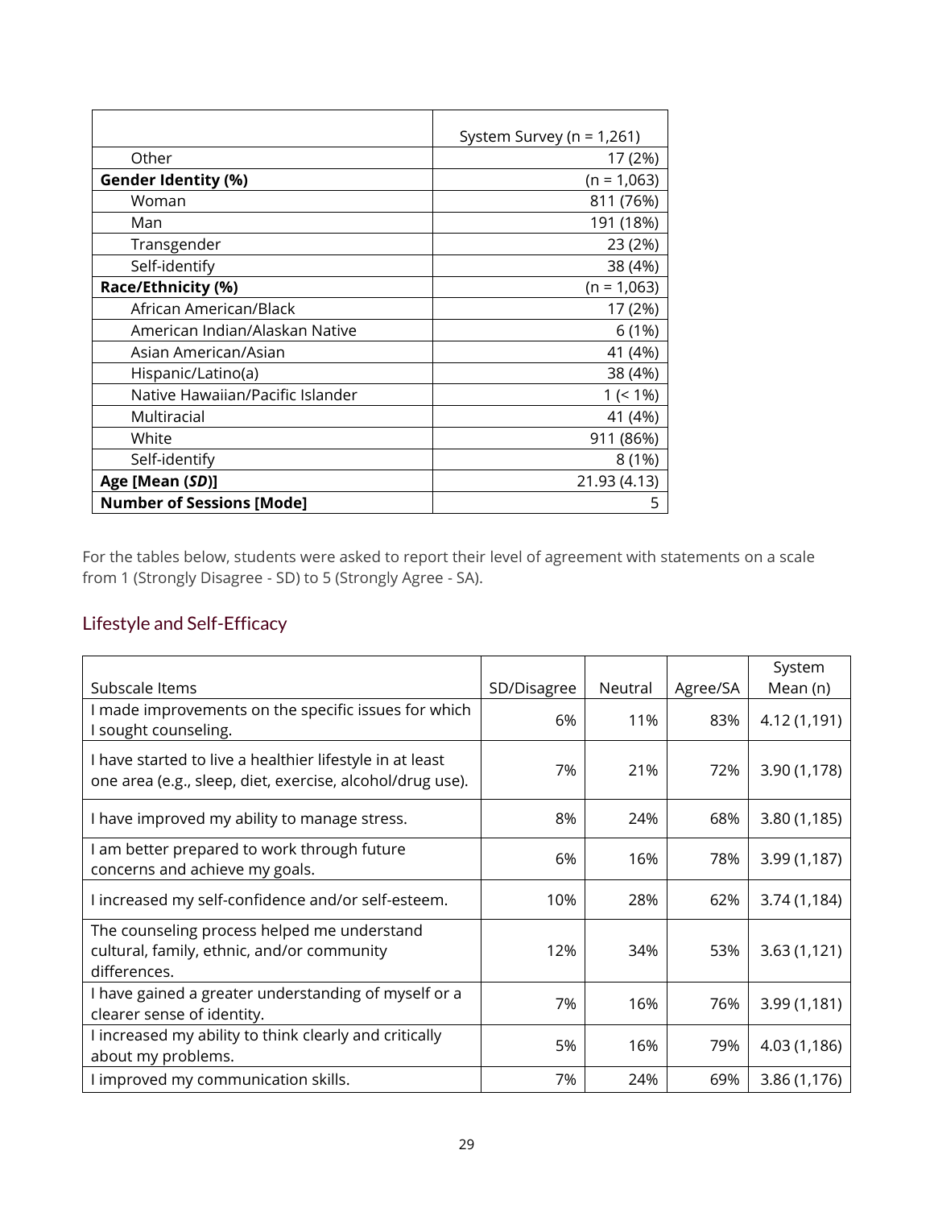| | System Survey (n = 1,261) |
|---|---|
| Other | 17 (2%) |
| **Gender Identity (%)** | (n = 1,063) |
| Woman | 811 (76%) |
| Man | 191 (18%) |
| Transgender | 23 (2%) |
| Self-identify | 38 (4%) |
| **Race/Ethnicity (%)** | (n = 1,063) |
| African American/Black | 17 (2%) |
| American Indian/Alaskan Native | 6 (1%) |
| Asian American/Asian | 41 (4%) |
| Hispanic/Latino(a) | 38 (4%) |
| Native Hawaiian/Pacific Islander | 1 (< 1%) |
| Multiracial | 41 (4%) |
| White | 911 (86%) |
| Self-identify | 8 (1%) |
| **Age [Mean (*SD*)]** | 21.93 (4.13) |
| **Number of Sessions [Mode]** | 5 |

For the tables below, students were asked to report their level of agreement with statements on a scale from 1 (Strongly Disagree - SD) to 5 (Strongly Agree - SA).

## Lifestyle and Self-Efficacy

| Subscale Items | SD/Disagree | Neutral | Agree/SA | System Mean (n) |
|---|---|---|---|---|
| I made improvements on the specific issues for which I sought counseling. | 6% | 11% | 83% | 4.12 (1,191) |
| I have started to live a healthier lifestyle in at least one area (e.g., sleep, diet, exercise, alcohol/drug use). | 7% | 21% | 72% | 3.90 (1,178) |
| I have improved my ability to manage stress. | 8% | 24% | 68% | 3.80 (1,185) |
| I am better prepared to work through future concerns and achieve my goals. | 6% | 16% | 78% | 3.99 (1,187) |
| I increased my self-confidence and/or self-esteem. | 10% | 28% | 62% | 3.74 (1,184) |
| The counseling process helped me understand cultural, family, ethnic, and/or community differences. | 12% | 34% | 53% | 3.63 (1,121) |
| I have gained a greater understanding of myself or a clearer sense of identity. | 7% | 16% | 76% | 3.99 (1,181) |
| I increased my ability to think clearly and critically about my problems. | 5% | 16% | 79% | 4.03 (1,186) |
| I improved my communication skills. | 7% | 24% | 69% | 3.86 (1,176) |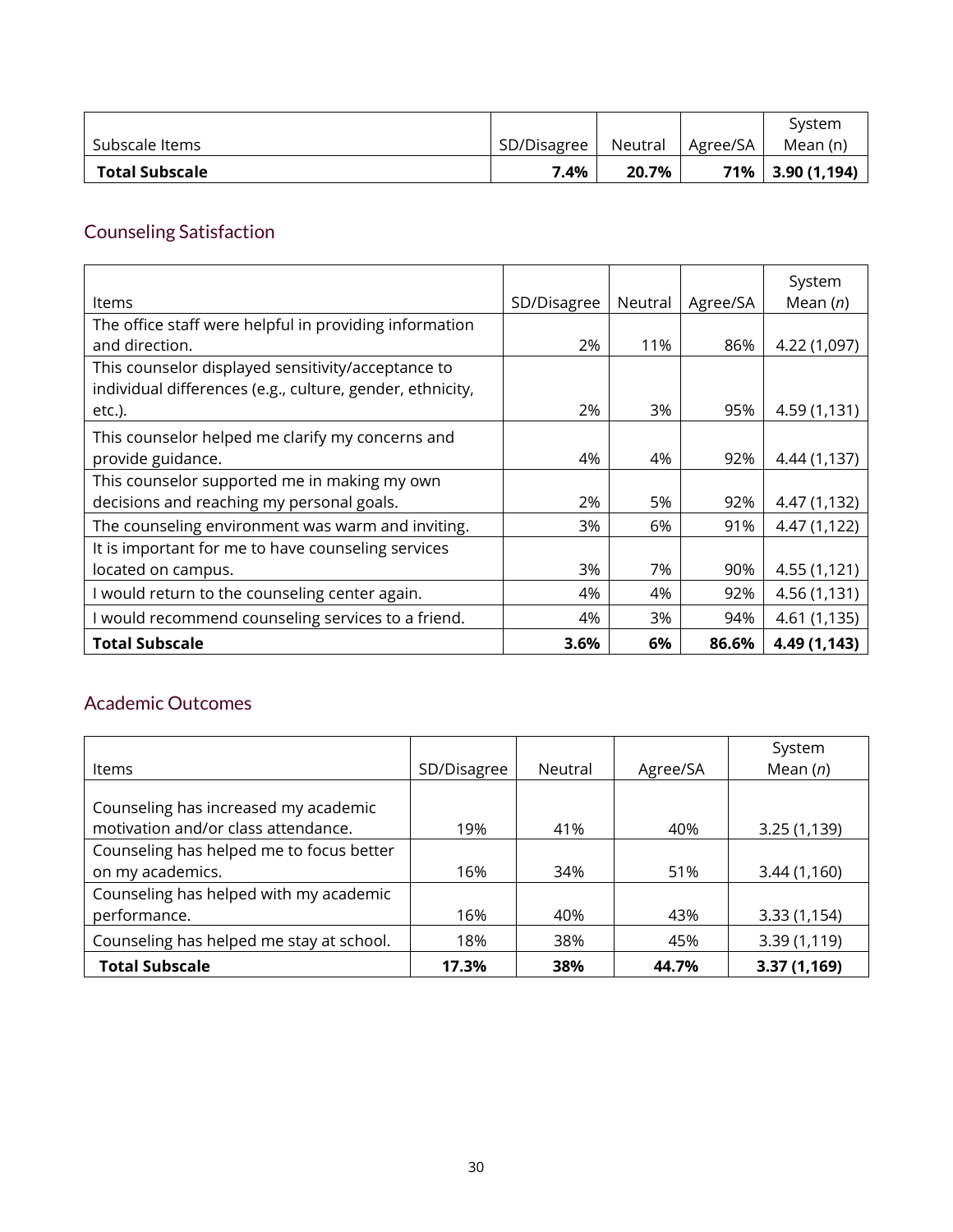| Subscale Items | SD/Disagree | Neutral | Agree/SA | System Mean (n) |
|---|---|---|---|---|
| **Total Subscale** | **7.4%** | **20.7%** | **71%** | **3.90 (1,194)** |

## Counseling Satisfaction

| Items | SD/Disagree | Neutral | Agree/SA | System Mean (*n*) |
|---|---|---|---|---|
| The office staff were helpful in providing information and direction. | 2% | 11% | 86% | 4.22 (1,097) |
| This counselor displayed sensitivity/acceptance to individual differences (e.g., culture, gender, ethnicity, etc.). | 2% | 3% | 95% | 4.59 (1,131) |
| This counselor helped me clarify my concerns and provide guidance. | 4% | 4% | 92% | 4.44 (1,137) |
| This counselor supported me in making my own decisions and reaching my personal goals. | 2% | 5% | 92% | 4.47 (1,132) |
| The counseling environment was warm and inviting. | 3% | 6% | 91% | 4.47 (1,122) |
| It is important for me to have counseling services located on campus. | 3% | 7% | 90% | 4.55 (1,121) |
| I would return to the counseling center again. | 4% | 4% | 92% | 4.56 (1,131) |
| I would recommend counseling services to a friend. | 4% | 3% | 94% | 4.61 (1,135) |
| **Total Subscale** | **3.6%** | **6%** | **86.6%** | **4.49 (1,143)** |

## Academic Outcomes

| Items | SD/Disagree | Neutral | Agree/SA | System Mean (*n*) |
|---|---|---|---|---|
| Counseling has increased my academic motivation and/or class attendance. | 19% | 41% | 40% | 3.25 (1,139) |
| Counseling has helped me to focus better on my academics. | 16% | 34% | 51% | 3.44 (1,160) |
| Counseling has helped with my academic performance. | 16% | 40% | 43% | 3.33 (1,154) |
| Counseling has helped me stay at school. | 18% | 38% | 45% | 3.39 (1,119) |
| **Total Subscale** | **17.3%** | **38%** | **44.7%** | **3.37 (1,169)** |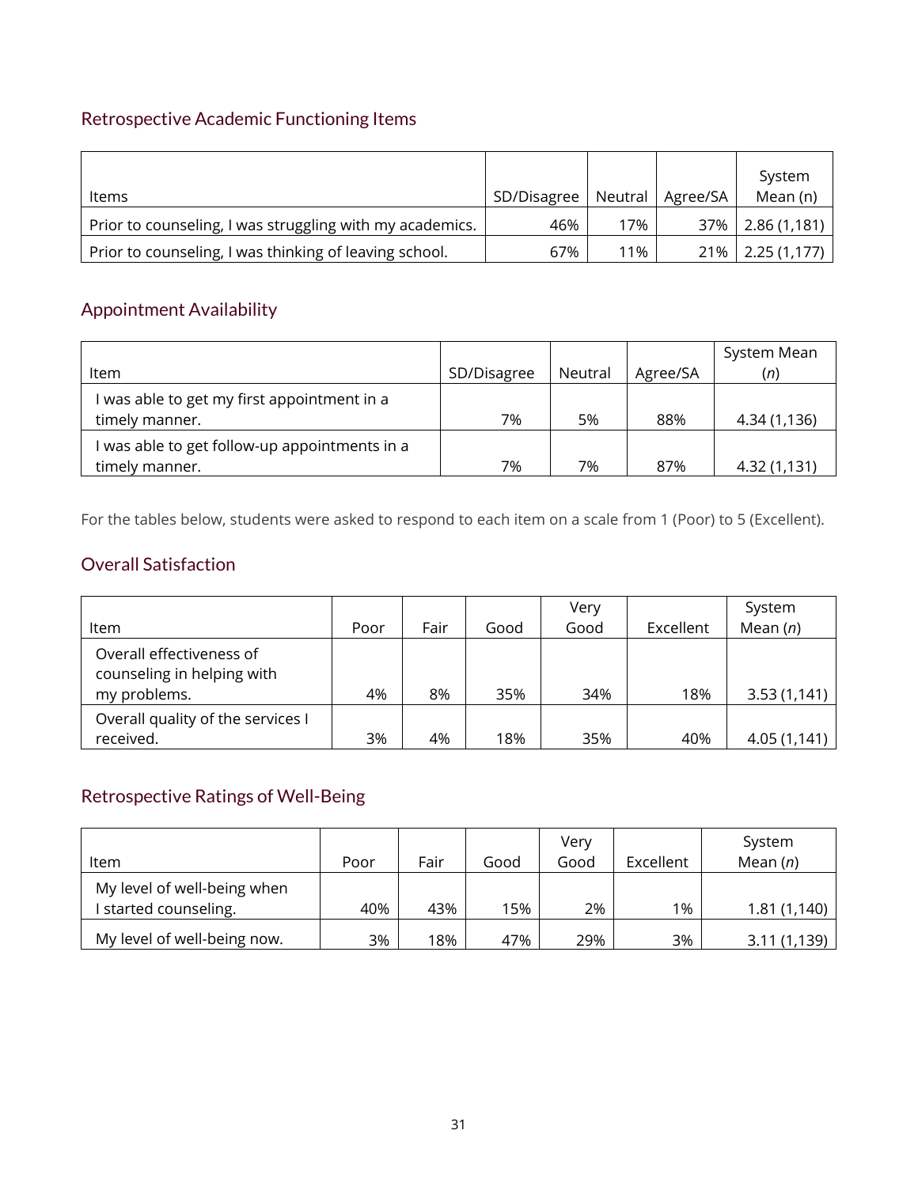### Retrospective Academic Functioning Items

| Items | SD/Disagree | Neutral | Agree/SA | System Mean (n) |
|---|---|---|---|---|
| Prior to counseling, I was struggling with my academics. | 46% | 17% | 37% | 2.86 (1,181) |
| Prior to counseling, I was thinking of leaving school. | 67% | 11% | 21% | 2.25 (1,177) |

### Appointment Availability

| Item | SD/Disagree | Neutral | Agree/SA | System Mean (*n*) |
|---|---|---|---|---|
| I was able to get my first appointment in a timely manner. | 7% | 5% | 88% | 4.34 (1,136) |
| I was able to get follow-up appointments in a timely manner. | 7% | 7% | 87% | 4.32 (1,131) |

For the tables below, students were asked to respond to each item on a scale from 1 (Poor) to 5 (Excellent).

### Overall Satisfaction

| Item | Poor | Fair | Good | Very Good | Excellent | System Mean (*n*) |
|---|---|---|---|---|---|---|
| Overall effectiveness of counseling in helping with my problems. | 4% | 8% | 35% | 34% | 18% | 3.53 (1,141) |
| Overall quality of the services I received. | 3% | 4% | 18% | 35% | 40% | 4.05 (1,141) |

### Retrospective Ratings of Well-Being

| Item | Poor | Fair | Good | Very Good | Excellent | System Mean (*n*) |
|---|---|---|---|---|---|---|
| My level of well-being when I started counseling. | 40% | 43% | 15% | 2% | 1% | 1.81 (1,140) |
| My level of well-being now. | 3% | 18% | 47% | 29% | 3% | 3.11 (1,139) |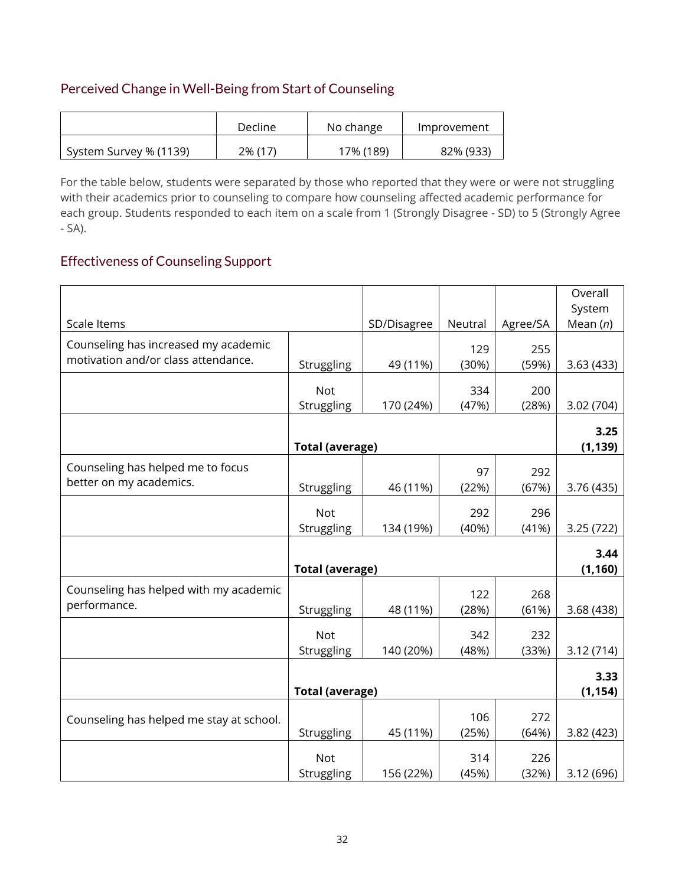## Perceived Change in Well-Being from Start of Counseling

| | Decline | No change | Improvement |
|---|---|---|---|
| System Survey % (1139) | 2% (17) | 17% (189) | 82% (933) |

For the table below, students were separated by those who reported that they were or were not struggling with their academics prior to counseling to compare how counseling affected academic performance for each group. Students responded to each item on a scale from 1 (Strongly Disagree - SD) to 5 (Strongly Agree - SA).

## Effectiveness of Counseling Support

| Scale Items | | SD/Disagree | Neutral | Agree/SA | Overall System Mean (*n*) |
|---|---|---|---|---|---|
| Counseling has increased my academic motivation and/or class attendance. | Struggling | 49 (11%) | 129 (30%) | 255 (59%) | 3.63 (433) |
| | Not Struggling | 170 (24%) | 334 (47%) | 200 (28%) | 3.02 (704) |
| | **Total (average)** | | | | **3.25 (1,139)** |
| Counseling has helped me to focus better on my academics. | Struggling | 46 (11%) | 97 (22%) | 292 (67%) | 3.76 (435) |
| | Not Struggling | 134 (19%) | 292 (40%) | 296 (41%) | 3.25 (722) |
| | **Total (average)** | | | | **3.44 (1,160)** |
| Counseling has helped with my academic performance. | Struggling | 48 (11%) | 122 (28%) | 268 (61%) | 3.68 (438) |
| | Not Struggling | 140 (20%) | 342 (48%) | 232 (33%) | 3.12 (714) |
| | **Total (average)** | | | | **3.33 (1,154)** |
| Counseling has helped me stay at school. | Struggling | 45 (11%) | 106 (25%) | 272 (64%) | 3.82 (423) |
| | Not Struggling | 156 (22%) | 314 (45%) | 226 (32%) | 3.12 (696) |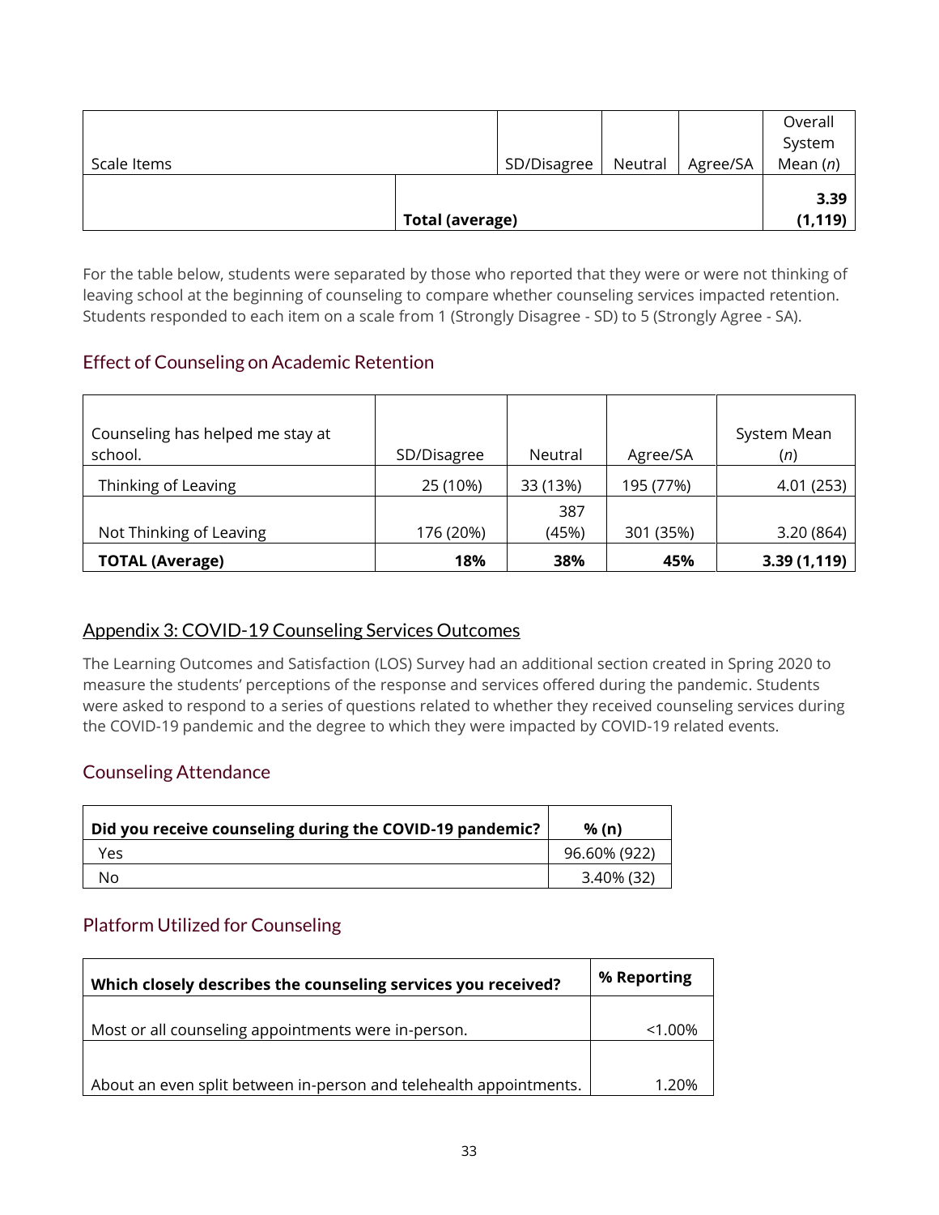| Scale Items | | SD/Disagree | Neutral | Agree/SA | Overall System Mean (*n*) |
|---|---|---|---|---|---|
| | **Total (average)** | | | | **3.39 (1,119)** |

For the table below, students were separated by those who reported that they were or were not thinking of leaving school at the beginning of counseling to compare whether counseling services impacted retention. Students responded to each item on a scale from 1 (Strongly Disagree - SD) to 5 (Strongly Agree - SA).

## Effect of Counseling on Academic Retention

| Counseling has helped me stay at school. | SD/Disagree | Neutral | Agree/SA | System Mean (*n*) |
|---|---|---|---|---|
| Thinking of Leaving | 25 (10%) | 33 (13%) | 195 (77%) | 4.01 (253) |
| Not Thinking of Leaving | 176 (20%) | 387 (45%) | 301 (35%) | 3.20 (864) |
| **TOTAL (Average)** | **18%** | **38%** | **45%** | **3.39 (1,119)** |

## Appendix 3: COVID-19 Counseling Services Outcomes

The Learning Outcomes and Satisfaction (LOS) Survey had an additional section created in Spring 2020 to measure the students' perceptions of the response and services offered during the pandemic. Students were asked to respond to a series of questions related to whether they received counseling services during the COVID-19 pandemic and the degree to which they were impacted by COVID-19 related events.

### Counseling Attendance

| Did you receive counseling during the COVID-19 pandemic? | % (n) |
|---|---|
| Yes | 96.60% (922) |
| No | 3.40% (32) |

### Platform Utilized for Counseling

| Which closely describes the counseling services you received? | % Reporting |
|---|---|
| Most or all counseling appointments were in-person. | <1.00% |
| About an even split between in-person and telehealth appointments. | 1.20% |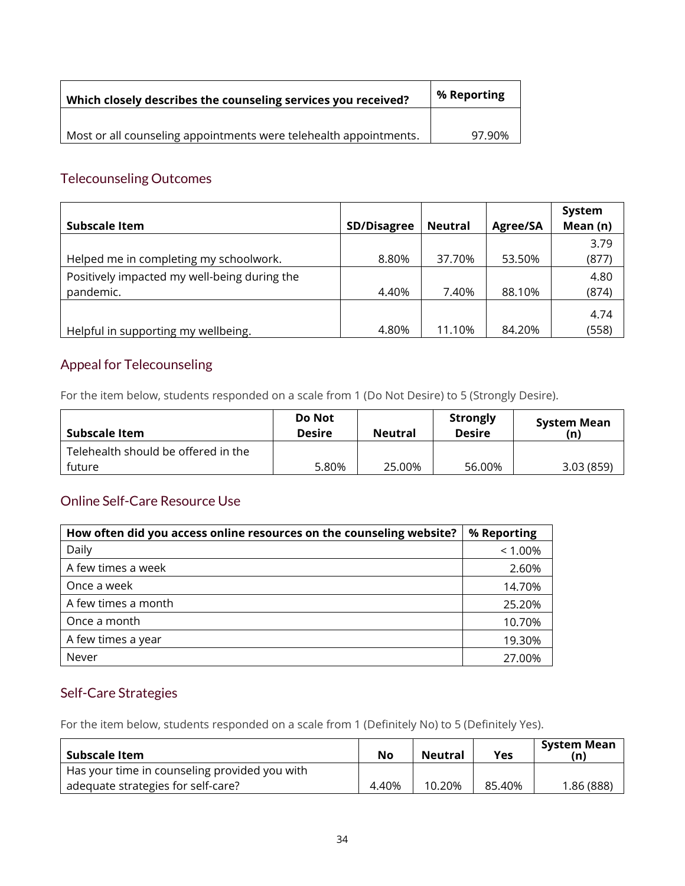| Which closely describes the counseling services you received? | % Reporting |
|---|---|
| Most or all counseling appointments were telehealth appointments. | 97.90% |

## Telecounseling Outcomes

| Subscale Item | SD/Disagree | Neutral | Agree/SA | System Mean (n) |
|---|---|---|---|---|
| Helped me in completing my schoolwork. | 8.80% | 37.70% | 53.50% | 3.79 (877) |
| Positively impacted my well-being during the pandemic. | 4.40% | 7.40% | 88.10% | 4.80 (874) |
| Helpful in supporting my wellbeing. | 4.80% | 11.10% | 84.20% | 4.74 (558) |

## Appeal for Telecounseling

For the item below, students responded on a scale from 1 (Do Not Desire) to 5 (Strongly Desire).

| Subscale Item | Do Not Desire | Neutral | Strongly Desire | System Mean (n) |
|---|---|---|---|---|
| Telehealth should be offered in the future | 5.80% | 25.00% | 56.00% | 3.03 (859) |

## Online Self-Care Resource Use

| How often did you access online resources on the counseling website? | % Reporting |
|---|---|
| Daily | < 1.00% |
| A few times a week | 2.60% |
| Once a week | 14.70% |
| A few times a month | 25.20% |
| Once a month | 10.70% |
| A few times a year | 19.30% |
| Never | 27.00% |

## Self-Care Strategies

For the item below, students responded on a scale from 1 (Definitely No) to 5 (Definitely Yes).

| Subscale Item | No | Neutral | Yes | System Mean (n) |
|---|---|---|---|---|
| Has your time in counseling provided you with adequate strategies for self-care? | 4.40% | 10.20% | 85.40% | 1.86 (888) |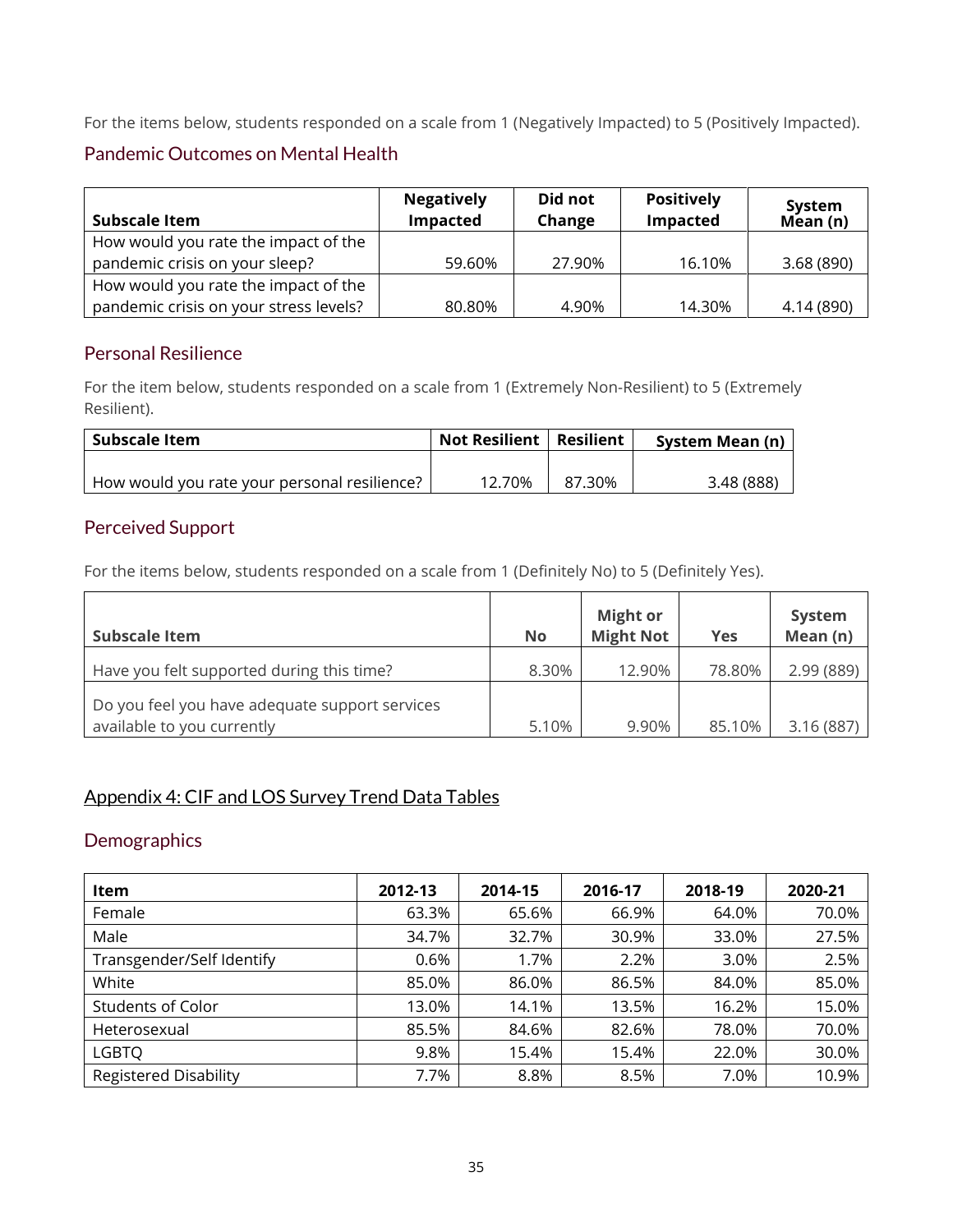For the items below, students responded on a scale from 1 (Negatively Impacted) to 5 (Positively Impacted).

### Pandemic Outcomes on Mental Health

| Subscale Item | Negatively Impacted | Did not Change | Positively Impacted | System Mean (n) |
|---|---|---|---|---|
| How would you rate the impact of the pandemic crisis on your sleep? | 59.60% | 27.90% | 16.10% | 3.68 (890) |
| How would you rate the impact of the pandemic crisis on your stress levels? | 80.80% | 4.90% | 14.30% | 4.14 (890) |

### Personal Resilience

For the item below, students responded on a scale from 1 (Extremely Non-Resilient) to 5 (Extremely Resilient).

| Subscale Item | Not Resilient | Resilient | System Mean (n) |
|---|---|---|---|
| How would you rate your personal resilience? | 12.70% | 87.30% | 3.48 (888) |

### Perceived Support

For the items below, students responded on a scale from 1 (Definitely No) to 5 (Definitely Yes).

| Subscale Item | No | Might or Might Not | Yes | System Mean (n) |
|---|---|---|---|---|
| Have you felt supported during this time? | 8.30% | 12.90% | 78.80% | 2.99 (889) |
| Do you feel you have adequate support services available to you currently | 5.10% | 9.90% | 85.10% | 3.16 (887) |

## Appendix 4: CIF and LOS Survey Trend Data Tables

### Demographics

| Item | 2012-13 | 2014-15 | 2016-17 | 2018-19 | 2020-21 |
|---|---|---|---|---|---|
| Female | 63.3% | 65.6% | 66.9% | 64.0% | 70.0% |
| Male | 34.7% | 32.7% | 30.9% | 33.0% | 27.5% |
| Transgender/Self Identify | 0.6% | 1.7% | 2.2% | 3.0% | 2.5% |
| White | 85.0% | 86.0% | 86.5% | 84.0% | 85.0% |
| Students of Color | 13.0% | 14.1% | 13.5% | 16.2% | 15.0% |
| Heterosexual | 85.5% | 84.6% | 82.6% | 78.0% | 70.0% |
| LGBTQ | 9.8% | 15.4% | 15.4% | 22.0% | 30.0% |
| Registered Disability | 7.7% | 8.8% | 8.5% | 7.0% | 10.9% |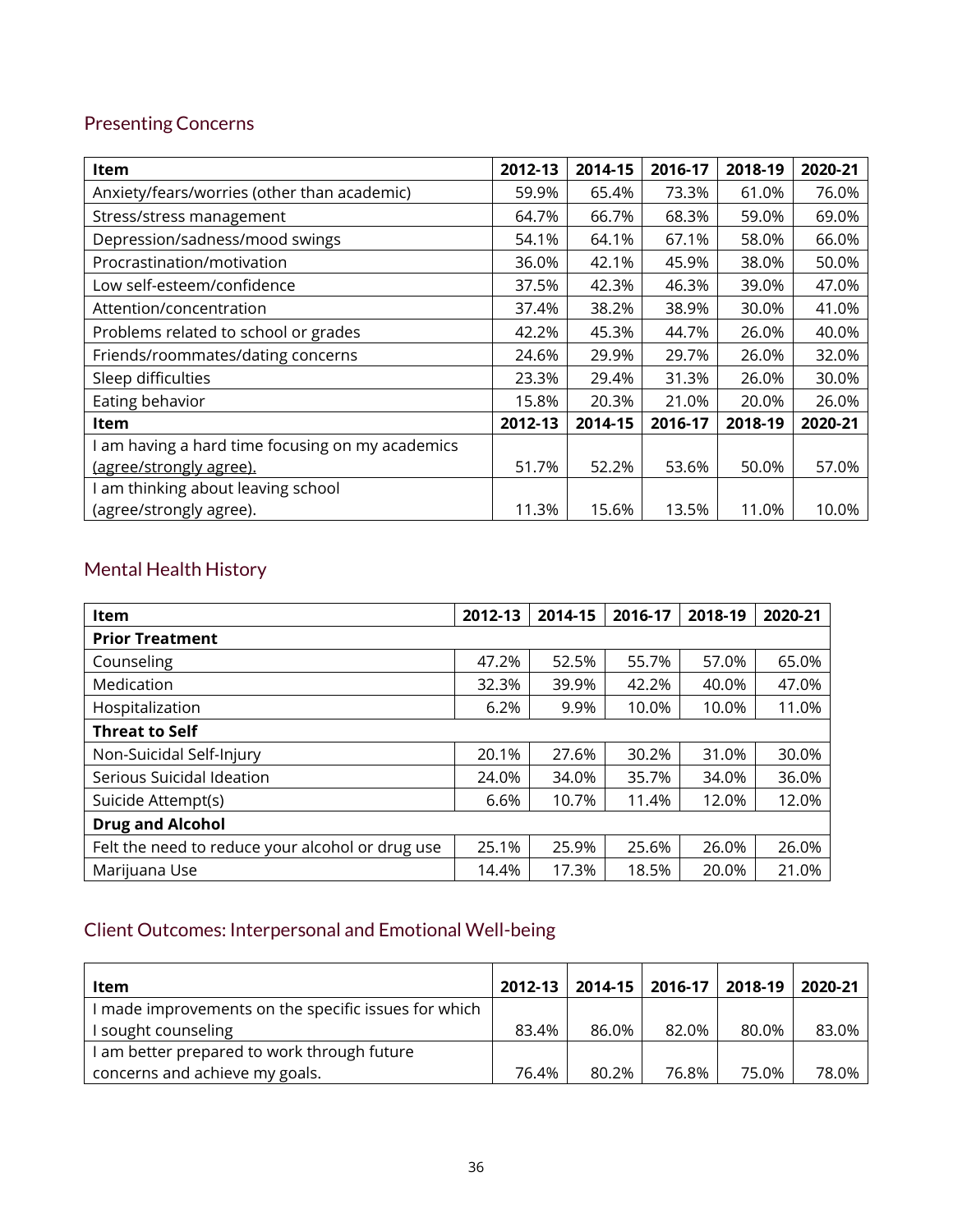## Presenting Concerns

| Item | 2012-13 | 2014-15 | 2016-17 | 2018-19 | 2020-21 |
|---|---|---|---|---|---|
| Anxiety/fears/worries (other than academic) | 59.9% | 65.4% | 73.3% | 61.0% | 76.0% |
| Stress/stress management | 64.7% | 66.7% | 68.3% | 59.0% | 69.0% |
| Depression/sadness/mood swings | 54.1% | 64.1% | 67.1% | 58.0% | 66.0% |
| Procrastination/motivation | 36.0% | 42.1% | 45.9% | 38.0% | 50.0% |
| Low self-esteem/confidence | 37.5% | 42.3% | 46.3% | 39.0% | 47.0% |
| Attention/concentration | 37.4% | 38.2% | 38.9% | 30.0% | 41.0% |
| Problems related to school or grades | 42.2% | 45.3% | 44.7% | 26.0% | 40.0% |
| Friends/roommates/dating concerns | 24.6% | 29.9% | 29.7% | 26.0% | 32.0% |
| Sleep difficulties | 23.3% | 29.4% | 31.3% | 26.0% | 30.0% |
| Eating behavior | 15.8% | 20.3% | 21.0% | 20.0% | 26.0% |
| **Item** | **2012-13** | **2014-15** | **2016-17** | **2018-19** | **2020-21** |
| I am having a hard time focusing on my academics (agree/strongly agree). | 51.7% | 52.2% | 53.6% | 50.0% | 57.0% |
| I am thinking about leaving school (agree/strongly agree). | 11.3% | 15.6% | 13.5% | 11.0% | 10.0% |

## Mental Health History

| Item | 2012-13 | 2014-15 | 2016-17 | 2018-19 | 2020-21 |
|---|---|---|---|---|---|
| **Prior Treatment** | | | | | |
| Counseling | 47.2% | 52.5% | 55.7% | 57.0% | 65.0% |
| Medication | 32.3% | 39.9% | 42.2% | 40.0% | 47.0% |
| Hospitalization | 6.2% | 9.9% | 10.0% | 10.0% | 11.0% |
| **Threat to Self** | | | | | |
| Non-Suicidal Self-Injury | 20.1% | 27.6% | 30.2% | 31.0% | 30.0% |
| Serious Suicidal Ideation | 24.0% | 34.0% | 35.7% | 34.0% | 36.0% |
| Suicide Attempt(s) | 6.6% | 10.7% | 11.4% | 12.0% | 12.0% |
| **Drug and Alcohol** | | | | | |
| Felt the need to reduce your alcohol or drug use | 25.1% | 25.9% | 25.6% | 26.0% | 26.0% |
| Marijuana Use | 14.4% | 17.3% | 18.5% | 20.0% | 21.0% |

## Client Outcomes: Interpersonal and Emotional Well-being

| Item | 2012-13 | 2014-15 | 2016-17 | 2018-19 | 2020-21 |
|---|---|---|---|---|---|
| I made improvements on the specific issues for which I sought counseling | 83.4% | 86.0% | 82.0% | 80.0% | 83.0% |
| I am better prepared to work through future concerns and achieve my goals. | 76.4% | 80.2% | 76.8% | 75.0% | 78.0% |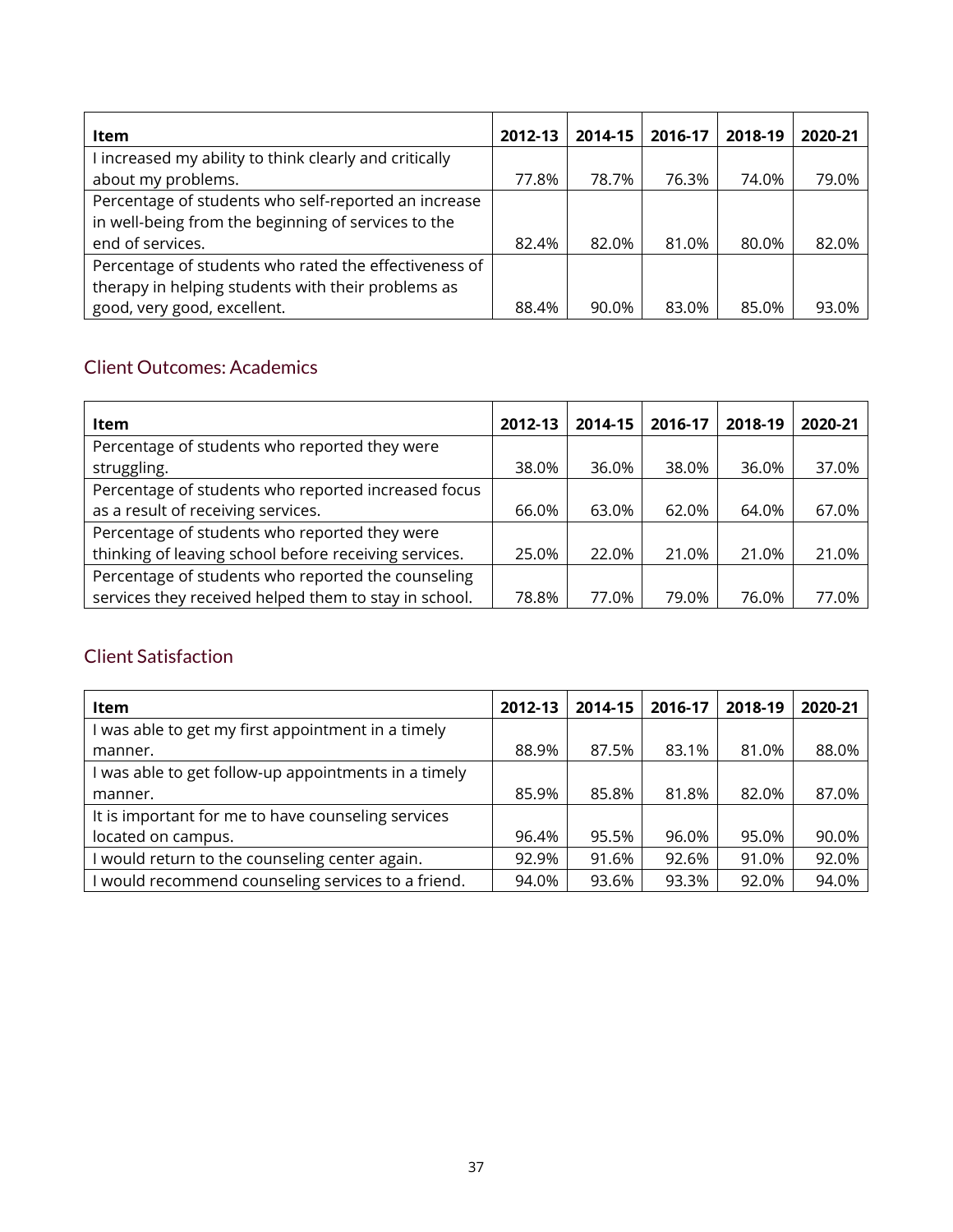| Item | 2012-13 | 2014-15 | 2016-17 | 2018-19 | 2020-21 |
|---|---|---|---|---|---|
| I increased my ability to think clearly and critically about my problems. | 77.8% | 78.7% | 76.3% | 74.0% | 79.0% |
| Percentage of students who self-reported an increase in well-being from the beginning of services to the end of services. | 82.4% | 82.0% | 81.0% | 80.0% | 82.0% |
| Percentage of students who rated the effectiveness of therapy in helping students with their problems as good, very good, excellent. | 88.4% | 90.0% | 83.0% | 85.0% | 93.0% |

## Client Outcomes: Academics

| Item | 2012-13 | 2014-15 | 2016-17 | 2018-19 | 2020-21 |
|---|---|---|---|---|---|
| Percentage of students who reported they were struggling. | 38.0% | 36.0% | 38.0% | 36.0% | 37.0% |
| Percentage of students who reported increased focus as a result of receiving services. | 66.0% | 63.0% | 62.0% | 64.0% | 67.0% |
| Percentage of students who reported they were thinking of leaving school before receiving services. | 25.0% | 22.0% | 21.0% | 21.0% | 21.0% |
| Percentage of students who reported the counseling services they received helped them to stay in school. | 78.8% | 77.0% | 79.0% | 76.0% | 77.0% |

## Client Satisfaction

| Item | 2012-13 | 2014-15 | 2016-17 | 2018-19 | 2020-21 |
|---|---|---|---|---|---|
| I was able to get my first appointment in a timely manner. | 88.9% | 87.5% | 83.1% | 81.0% | 88.0% |
| I was able to get follow-up appointments in a timely manner. | 85.9% | 85.8% | 81.8% | 82.0% | 87.0% |
| It is important for me to have counseling services located on campus. | 96.4% | 95.5% | 96.0% | 95.0% | 90.0% |
| I would return to the counseling center again. | 92.9% | 91.6% | 92.6% | 91.0% | 92.0% |
| I would recommend counseling services to a friend. | 94.0% | 93.6% | 93.3% | 92.0% | 94.0% |